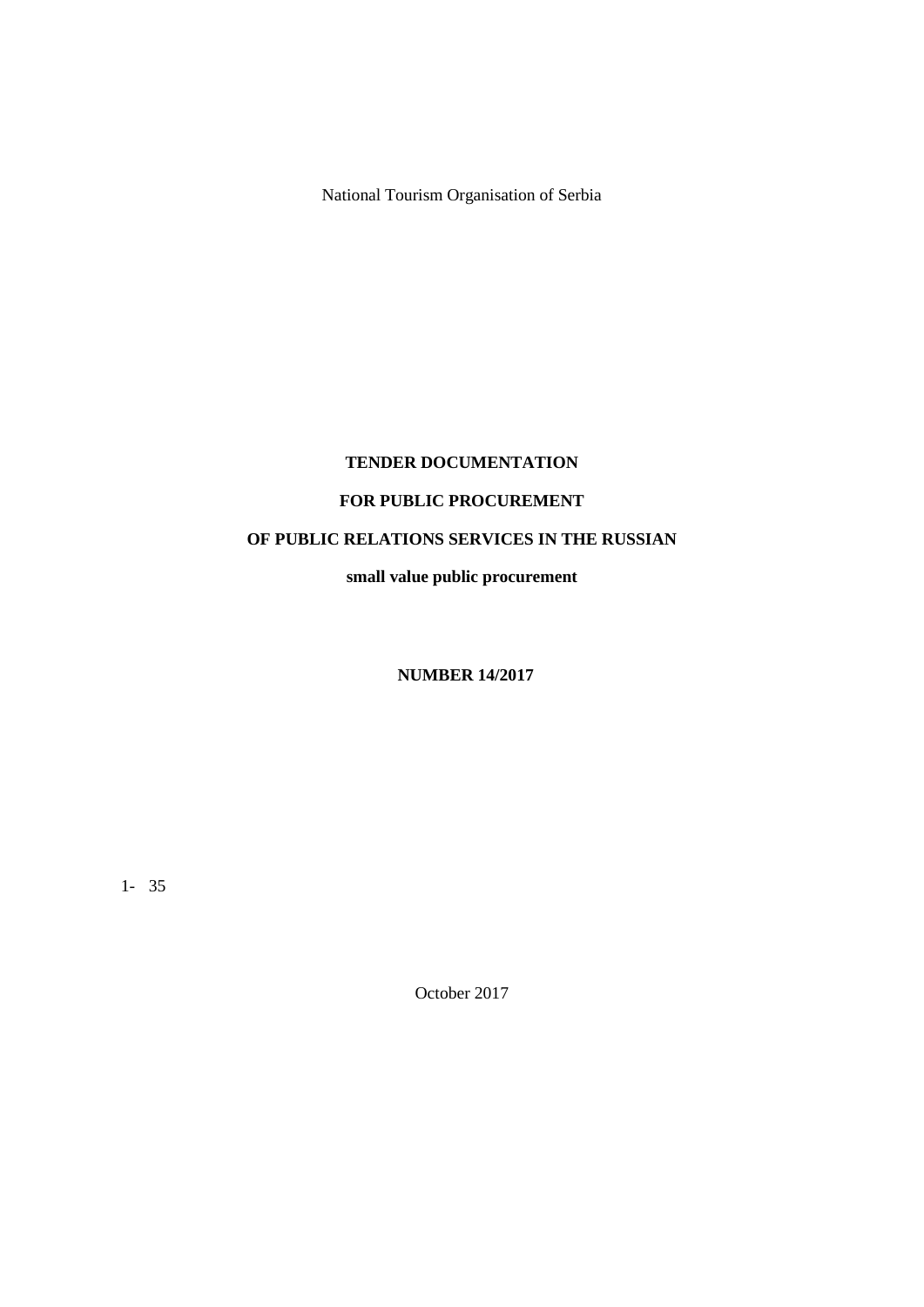National Tourism Organisation of Serbia

**TENDER DOCUMENTATION**

**FOR PUBLIC PROCUREMENT**

**OF PUBLIC RELATIONS SERVICES IN THE RUSSIAN**

**small value public procurement**

**NUMBER 14/2017**

October 2017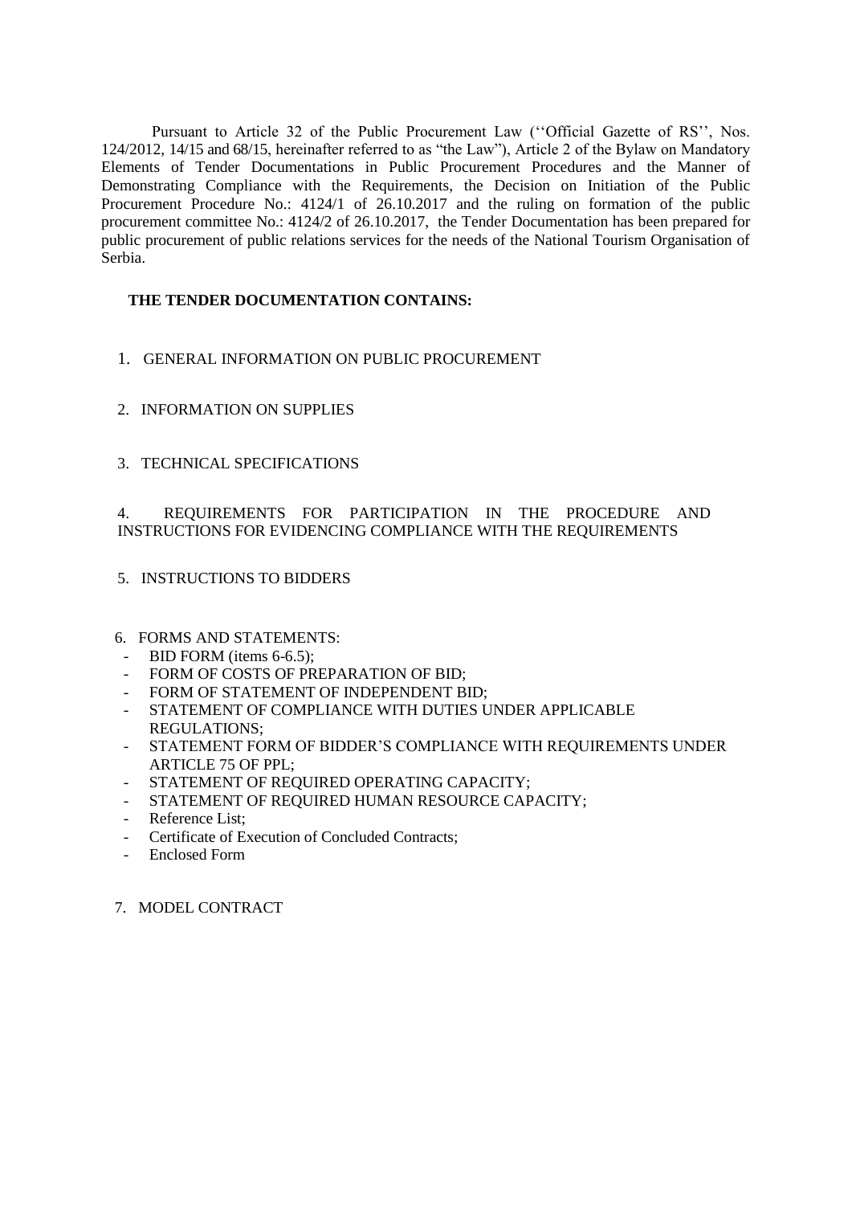Pursuant to Article 32 of the Public Procurement Law (''Official Gazette of RS'', Nos. 124/2012, 14/15 and 68/15, hereinafter referred to as "the Law"), Article 2 of the Bylaw on Mandatory Elements of Tender Documentations in Public Procurement Procedures and the Manner of Demonstrating Compliance with the Requirements, the Decision on Initiation of the Public Procurement Procedure No.: 4124/1 of 26.10.2017 and the ruling on formation of the public procurement committee No.: 4124/2 of 26.10.2017, the Tender Documentation has been prepared for public procurement of public relations services for the needs of the National Tourism Organisation of Serbia.

**THE TENDER DOCUMENTATION CONTAINS:**

1. GENERAL INFORMATION ON PUBLIC PROCUREMENT

2. INFORMATION ON SUPPLIES

3. TECHNICAL SPECIFICATIONS

4. REQUIREMENTS FOR PARTICIPATION IN THE PROCEDURE AND INSTRUCTIONS FOR EVIDENCING COMPLIANCE WITH THE REQUIREMENTS

5. INSTRUCTIONS TO BIDDERS

6. FORMS AND STATEMENTS:
   - BID FORM (items 6-6.5);
   - FORM OF COSTS OF PREPARATION OF BID;
   - FORM OF STATEMENT OF INDEPENDENT BID;
   - STATEMENT OF COMPLIANCE WITH DUTIES UNDER APPLICABLE REGULATIONS;
   - STATEMENT FORM OF BIDDER'S COMPLIANCE WITH REQUIREMENTS UNDER ARTICLE 75 OF PPL;
   - STATEMENT OF REQUIRED OPERATING CAPACITY;
   - STATEMENT OF REQUIRED HUMAN RESOURCE CAPACITY;
   - Reference List;
   - Certificate of Execution of Concluded Contracts;
   - Enclosed Form

7. MODEL CONTRACT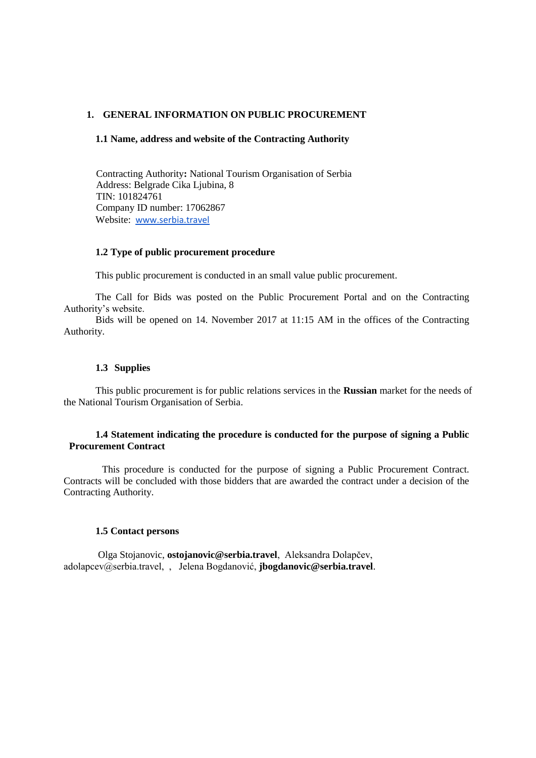# 1. GENERAL INFORMATION ON PUBLIC PROCUREMENT

## 1.1 Name, address and website of the Contracting Authority

Contracting Authority**:** National Tourism Organisation of Serbia
Address: Belgrade Cika Ljubina, 8
TIN: 101824761
Company ID number: 17062867
Website: www.serbia.travel

## 1.2 Type of public procurement procedure

This public procurement is conducted in an small value public procurement.

The Call for Bids was posted on the Public Procurement Portal and on the Contracting Authority's website.

Bids will be opened on 14. November 2017 at 11:15 AM in the offices of the Contracting Authority.

## 1.3 Supplies

This public procurement is for public relations services in the **Russian** market for the needs of the National Tourism Organisation of Serbia.

## 1.4 Statement indicating the procedure is conducted for the purpose of signing a Public Procurement Contract

This procedure is conducted for the purpose of signing a Public Procurement Contract. Contracts will be concluded with those bidders that are awarded the contract under a decision of the Contracting Authority.

## 1.5 Contact persons

Olga Stojanovic, **ostojanovic@serbia.travel**, Aleksandra Dolapčev, adolapcev@serbia.travel, , Jelena Bogdanović, **jbogdanovic@serbia.travel**.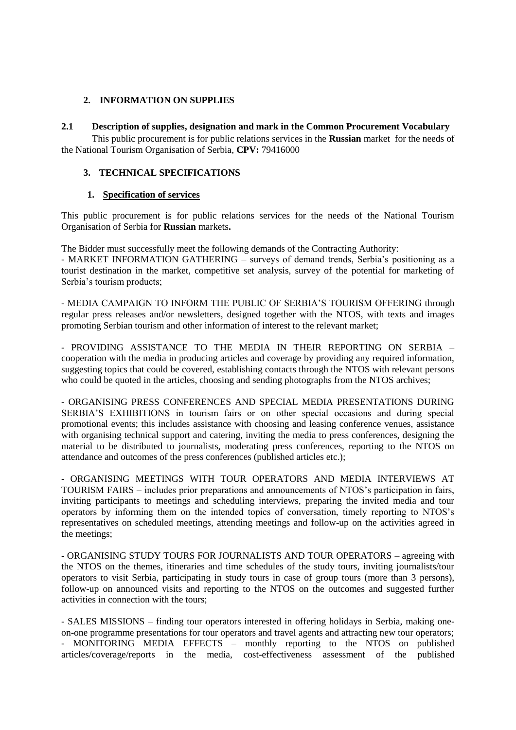## 2. INFORMATION ON SUPPLIES

### 2.1 Description of supplies, designation and mark in the Common Procurement Vocabulary

This public procurement is for public relations services in the **Russian** market for the needs of the National Tourism Organisation of Serbia, **CPV:** 79416000

## 3. TECHNICAL SPECIFICATIONS

### 1. Specification of services

This public procurement is for public relations services for the needs of the National Tourism Organisation of Serbia for **Russian** markets**.**

The Bidder must successfully meet the following demands of the Contracting Authority:

- MARKET INFORMATION GATHERING – surveys of demand trends, Serbia's positioning as a tourist destination in the market, competitive set analysis, survey of the potential for marketing of Serbia's tourism products;

- MEDIA CAMPAIGN TO INFORM THE PUBLIC OF SERBIA'S TOURISM OFFERING through regular press releases and/or newsletters, designed together with the NTOS, with texts and images promoting Serbian tourism and other information of interest to the relevant market;

- PROVIDING ASSISTANCE TO THE MEDIA IN THEIR REPORTING ON SERBIA – cooperation with the media in producing articles and coverage by providing any required information, suggesting topics that could be covered, establishing contacts through the NTOS with relevant persons who could be quoted in the articles, choosing and sending photographs from the NTOS archives;

- ORGANISING PRESS CONFERENCES AND SPECIAL MEDIA PRESENTATIONS DURING SERBIA'S EXHIBITIONS in tourism fairs or on other special occasions and during special promotional events; this includes assistance with choosing and leasing conference venues, assistance with organising technical support and catering, inviting the media to press conferences, designing the material to be distributed to journalists, moderating press conferences, reporting to the NTOS on attendance and outcomes of the press conferences (published articles etc.);

- ORGANISING MEETINGS WITH TOUR OPERATORS AND MEDIA INTERVIEWS AT TOURISM FAIRS – includes prior preparations and announcements of NTOS's participation in fairs, inviting participants to meetings and scheduling interviews, preparing the invited media and tour operators by informing them on the intended topics of conversation, timely reporting to NTOS's representatives on scheduled meetings, attending meetings and follow-up on the activities agreed in the meetings;

- ORGANISING STUDY TOURS FOR JOURNALISTS AND TOUR OPERATORS – agreeing with the NTOS on the themes, itineraries and time schedules of the study tours, inviting journalists/tour operators to visit Serbia, participating in study tours in case of group tours (more than 3 persons), follow-up on announced visits and reporting to the NTOS on the outcomes and suggested further activities in connection with the tours;

- SALES MISSIONS – finding tour operators interested in offering holidays in Serbia, making one-on-one programme presentations for tour operators and travel agents and attracting new tour operators;

- MONITORING MEDIA EFFECTS – monthly reporting to the NTOS on published articles/coverage/reports in the media, cost-effectiveness assessment of the published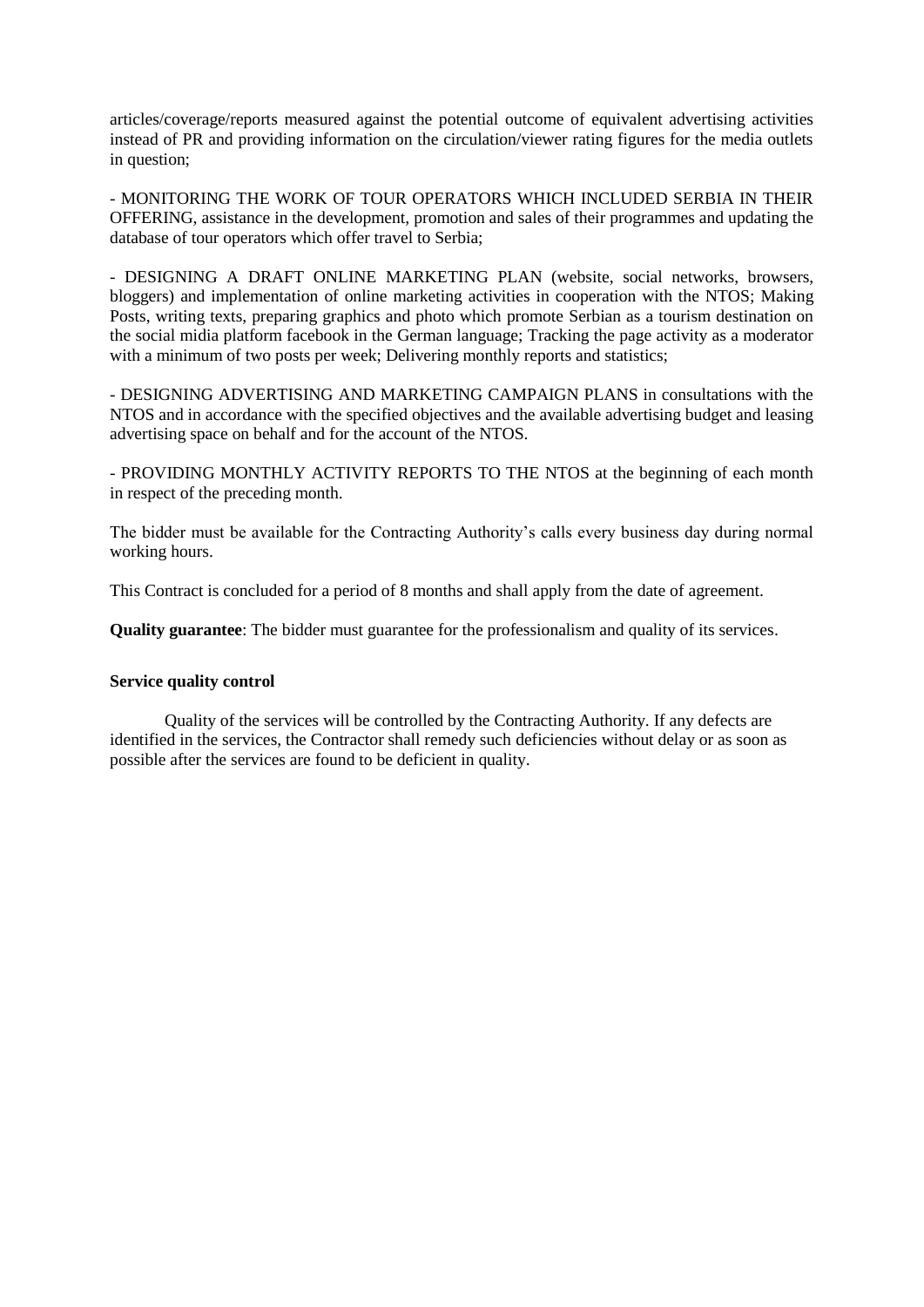articles/coverage/reports measured against the potential outcome of equivalent advertising activities instead of PR and providing information on the circulation/viewer rating figures for the media outlets in question;

- MONITORING THE WORK OF TOUR OPERATORS WHICH INCLUDED SERBIA IN THEIR OFFERING, assistance in the development, promotion and sales of their programmes and updating the database of tour operators which offer travel to Serbia;

- DESIGNING A DRAFT ONLINE MARKETING PLAN (website, social networks, browsers, bloggers) and implementation of online marketing activities in cooperation with the NTOS; Making Posts, writing texts, preparing graphics and photo which promote Serbian as a tourism destination on the social midia platform facebook in the German language; Tracking the page activity as a moderator with a minimum of two posts per week; Delivering monthly reports and statistics;

- DESIGNING ADVERTISING AND MARKETING CAMPAIGN PLANS in consultations with the NTOS and in accordance with the specified objectives and the available advertising budget and leasing advertising space on behalf and for the account of the NTOS.

- PROVIDING MONTHLY ACTIVITY REPORTS TO THE NTOS at the beginning of each month in respect of the preceding month.

The bidder must be available for the Contracting Authority's calls every business day during normal working hours.

This Contract is concluded for a period of 8 months and shall apply from the date of agreement.

**Quality guarantee**: The bidder must guarantee for the professionalism and quality of its services.

**Service quality control**

Quality of the services will be controlled by the Contracting Authority. If any defects are identified in the services, the Contractor shall remedy such deficiencies without delay or as soon as possible after the services are found to be deficient in quality.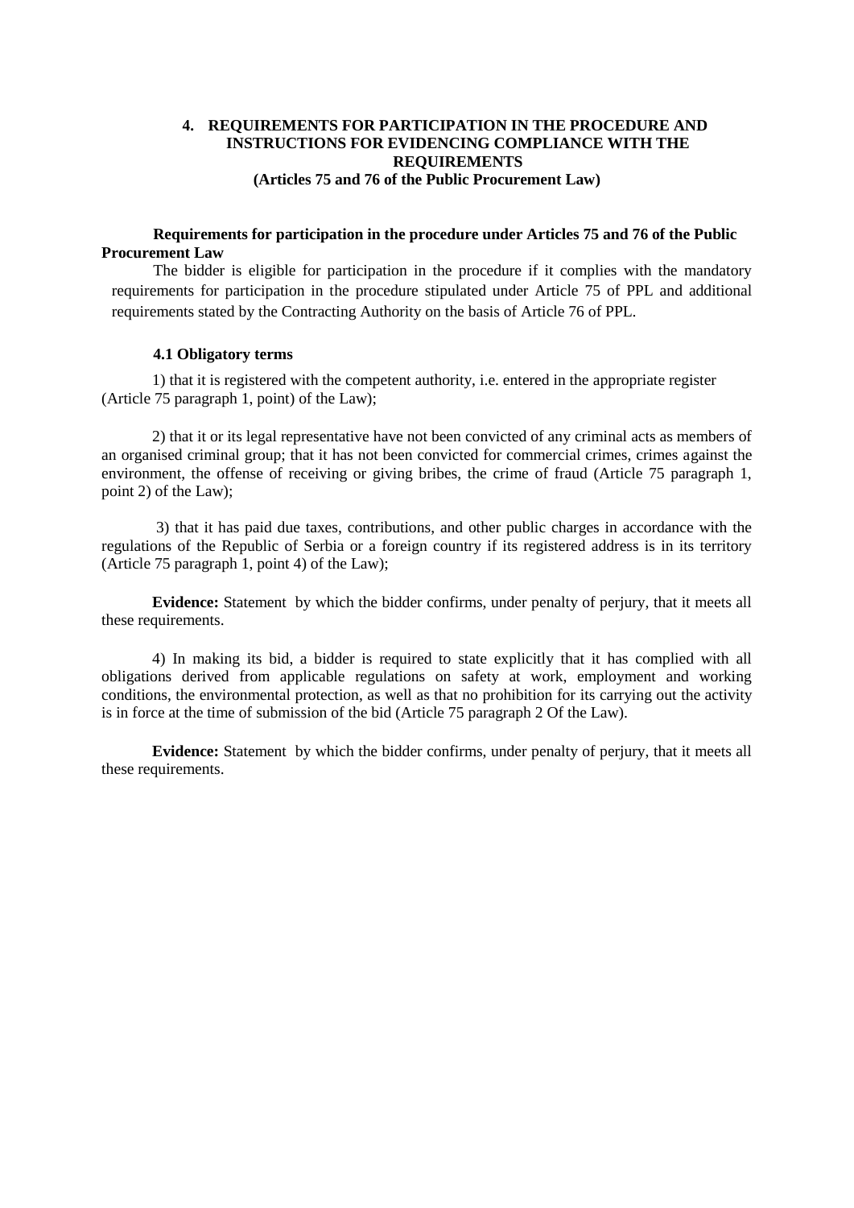# 4. REQUIREMENTS FOR PARTICIPATION IN THE PROCEDURE AND INSTRUCTIONS FOR EVIDENCING COMPLIANCE WITH THE REQUIREMENTS
**(Articles 75 and 76 of the Public Procurement Law)**

**Requirements for participation in the procedure under Articles 75 and 76 of the Public Procurement Law**

The bidder is eligible for participation in the procedure if it complies with the mandatory requirements for participation in the procedure stipulated under Article 75 of PPL and additional requirements stated by the Contracting Authority on the basis of Article 76 of PPL.

## 4.1 Obligatory terms

1) that it is registered with the competent authority, i.e. entered in the appropriate register (Article 75 paragraph 1, point) of the Law);

2) that it or its legal representative have not been convicted of any criminal acts as members of an organised criminal group; that it has not been convicted for commercial crimes, crimes against the environment, the offense of receiving or giving bribes, the crime of fraud (Article 75 paragraph 1, point 2) of the Law);

3) that it has paid due taxes, contributions, and other public charges in accordance with the regulations of the Republic of Serbia or a foreign country if its registered address is in its territory (Article 75 paragraph 1, point 4) of the Law);

**Evidence:** Statement by which the bidder confirms, under penalty of perjury, that it meets all these requirements.

4) In making its bid, a bidder is required to state explicitly that it has complied with all obligations derived from applicable regulations on safety at work, employment and working conditions, the environmental protection, as well as that no prohibition for its carrying out the activity is in force at the time of submission of the bid (Article 75 paragraph 2 Of the Law).

**Evidence:** Statement by which the bidder confirms, under penalty of perjury, that it meets all these requirements.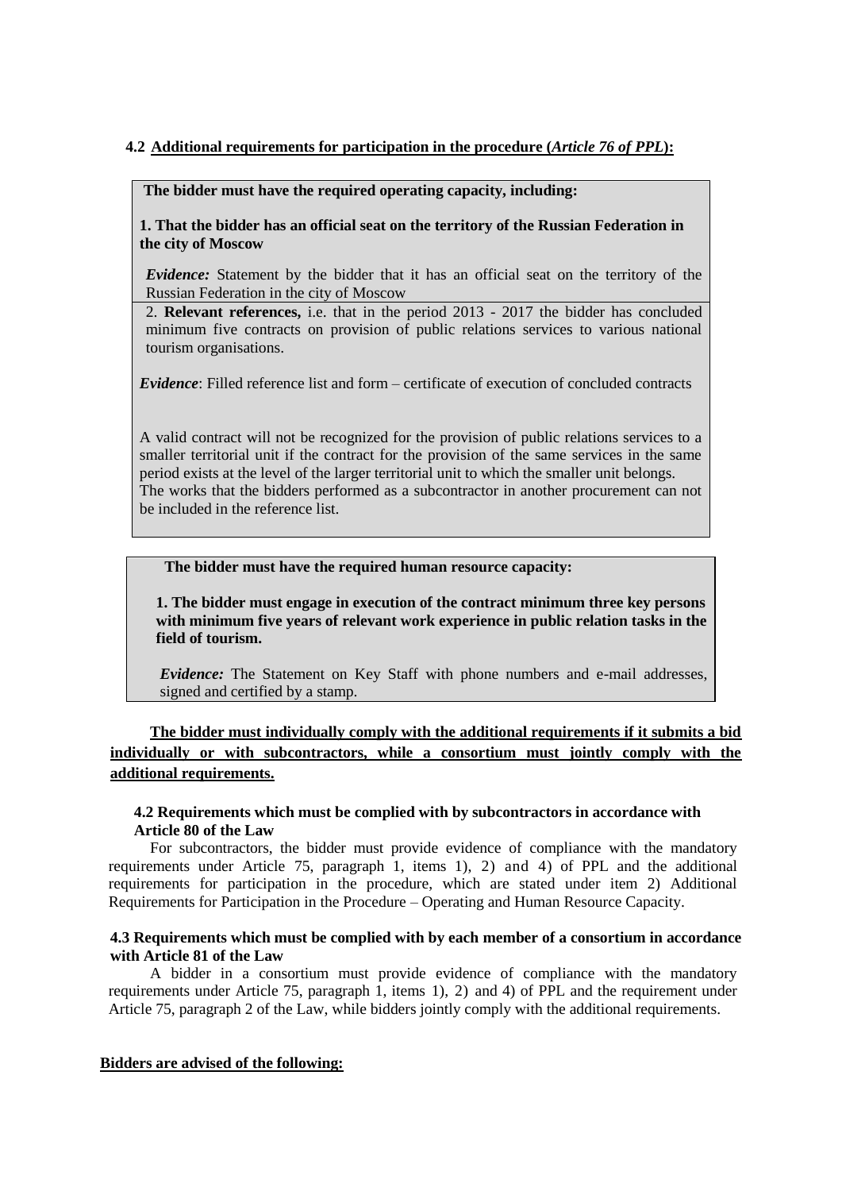#### 4.2 Additional requirements for participation in the procedure (*Article 76 of PPL*):

**The bidder must have the required operating capacity, including:**

**1. That the bidder has an official seat on the territory of the Russian Federation in the city of Moscow**

*Evidence:* Statement by the bidder that it has an official seat on the territory of the Russian Federation in the city of Moscow

2. **Relevant references,** i.e. that in the period 2013 - 2017 the bidder has concluded minimum five contracts on provision of public relations services to various national tourism organisations.

*Evidence*: Filled reference list and form – certificate of execution of concluded contracts

A valid contract will not be recognized for the provision of public relations services to a smaller territorial unit if the contract for the provision of the same services in the same period exists at the level of the larger territorial unit to which the smaller unit belongs.
The works that the bidders performed as a subcontractor in another procurement can not be included in the reference list.

**The bidder must have the required human resource capacity:**

**1. The bidder must engage in execution of the contract minimum three key persons with minimum five years of relevant work experience in public relation tasks in the field of tourism.**

*Evidence:* The Statement on Key Staff with phone numbers and e-mail addresses, signed and certified by a stamp.

**The bidder must individually comply with the additional requirements if it submits a bid individually or with subcontractors, while a consortium must jointly comply with the additional requirements.**

#### 4.2 Requirements which must be complied with by subcontractors in accordance with Article 80 of the Law

For subcontractors, the bidder must provide evidence of compliance with the mandatory requirements under Article 75, paragraph 1, items 1), 2) and 4) of PPL and the additional requirements for participation in the procedure, which are stated under item 2) Additional Requirements for Participation in the Procedure – Operating and Human Resource Capacity.

#### 4.3 Requirements which must be complied with by each member of a consortium in accordance with Article 81 of the Law

A bidder in a consortium must provide evidence of compliance with the mandatory requirements under Article 75, paragraph 1, items 1), 2) and 4) of PPL and the requirement under Article 75, paragraph 2 of the Law, while bidders jointly comply with the additional requirements.

**Bidders are advised of the following:**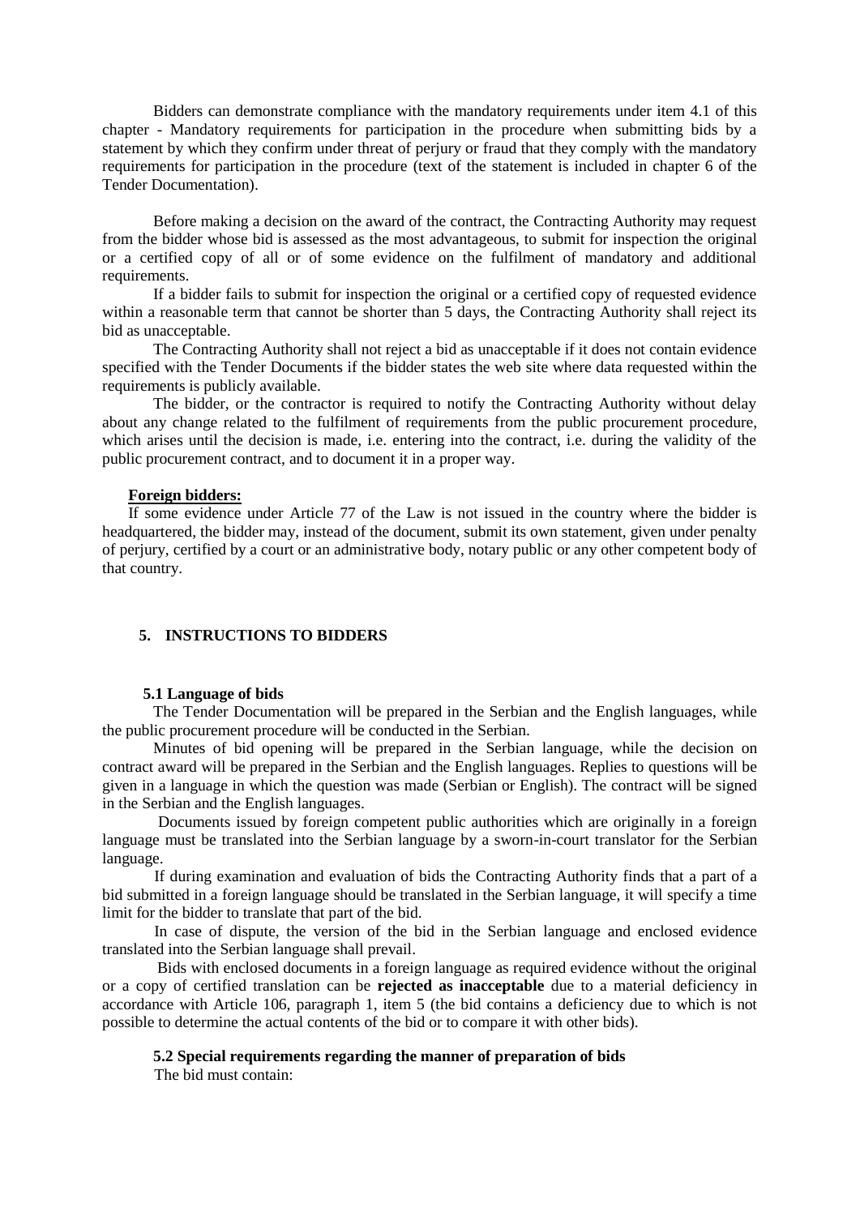Bidders can demonstrate compliance with the mandatory requirements under item 4.1 of this chapter - Mandatory requirements for participation in the procedure when submitting bids by a statement by which they confirm under threat of perjury or fraud that they comply with the mandatory requirements for participation in the procedure (text of the statement is included in chapter 6 of the Tender Documentation).

Before making a decision on the award of the contract, the Contracting Authority may request from the bidder whose bid is assessed as the most advantageous, to submit for inspection the original or a certified copy of all or of some evidence on the fulfilment of mandatory and additional requirements.

If a bidder fails to submit for inspection the original or a certified copy of requested evidence within a reasonable term that cannot be shorter than 5 days, the Contracting Authority shall reject its bid as unacceptable.

The Contracting Authority shall not reject a bid as unacceptable if it does not contain evidence specified with the Tender Documents if the bidder states the web site where data requested within the requirements is publicly available.

The bidder, or the contractor is required to notify the Contracting Authority without delay about any change related to the fulfilment of requirements from the public procurement procedure, which arises until the decision is made, i.e. entering into the contract, i.e. during the validity of the public procurement contract, and to document it in a proper way.

**Foreign bidders:**

If some evidence under Article 77 of the Law is not issued in the country where the bidder is headquartered, the bidder may, instead of the document, submit its own statement, given under penalty of perjury, certified by a court or an administrative body, notary public or any other competent body of that country.

## 5. INSTRUCTIONS TO BIDDERS

### 5.1 Language of bids

The Tender Documentation will be prepared in the Serbian and the English languages, while the public procurement procedure will be conducted in the Serbian.

Minutes of bid opening will be prepared in the Serbian language, while the decision on contract award will be prepared in the Serbian and the English languages. Replies to questions will be given in a language in which the question was made (Serbian or English). The contract will be signed in the Serbian and the English languages.

Documents issued by foreign competent public authorities which are originally in a foreign language must be translated into the Serbian language by a sworn-in-court translator for the Serbian language.

If during examination and evaluation of bids the Contracting Authority finds that a part of a bid submitted in a foreign language should be translated in the Serbian language, it will specify a time limit for the bidder to translate that part of the bid.

In case of dispute, the version of the bid in the Serbian language and enclosed evidence translated into the Serbian language shall prevail.

Bids with enclosed documents in a foreign language as required evidence without the original or a copy of certified translation can be **rejected as inacceptable** due to a material deficiency in accordance with Article 106, paragraph 1, item 5 (the bid contains a deficiency due to which is not possible to determine the actual contents of the bid or to compare it with other bids).

### 5.2 Special requirements regarding the manner of preparation of bids

The bid must contain: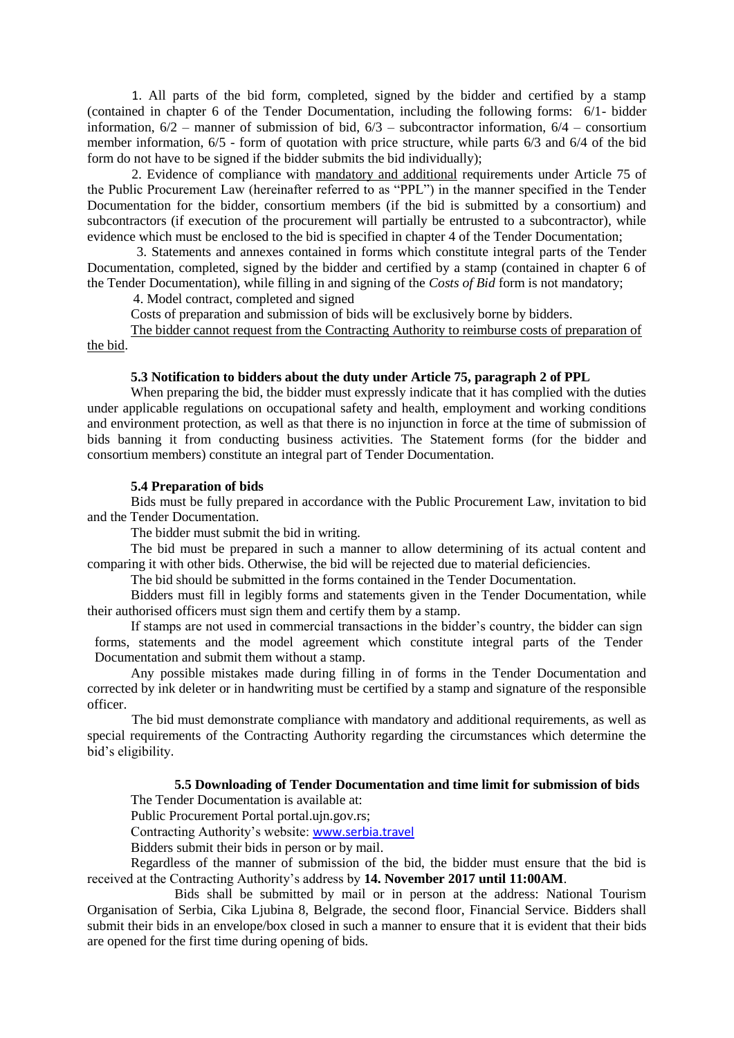1. All parts of the bid form, completed, signed by the bidder and certified by a stamp (contained in chapter 6 of the Tender Documentation, including the following forms: 6/1- bidder information, 6/2 – manner of submission of bid, 6/3 – subcontractor information, 6/4 – consortium member information, 6/5 - form of quotation with price structure, while parts 6/3 and 6/4 of the bid form do not have to be signed if the bidder submits the bid individually);

2. Evidence of compliance with mandatory and additional requirements under Article 75 of the Public Procurement Law (hereinafter referred to as "PPL") in the manner specified in the Tender Documentation for the bidder, consortium members (if the bid is submitted by a consortium) and subcontractors (if execution of the procurement will partially be entrusted to a subcontractor), while evidence which must be enclosed to the bid is specified in chapter 4 of the Tender Documentation;

3. Statements and annexes contained in forms which constitute integral parts of the Tender Documentation, completed, signed by the bidder and certified by a stamp (contained in chapter 6 of the Tender Documentation), while filling in and signing of the *Costs of Bid* form is not mandatory;

4. Model contract, completed and signed

Costs of preparation and submission of bids will be exclusively borne by bidders.

The bidder cannot request from the Contracting Authority to reimburse costs of preparation of the bid.

**5.3 Notification to bidders about the duty under Article 75, paragraph 2 of PPL**

When preparing the bid, the bidder must expressly indicate that it has complied with the duties under applicable regulations on occupational safety and health, employment and working conditions and environment protection, as well as that there is no injunction in force at the time of submission of bids banning it from conducting business activities. The Statement forms (for the bidder and consortium members) constitute an integral part of Tender Documentation.

**5.4 Preparation of bids**

Bids must be fully prepared in accordance with the Public Procurement Law, invitation to bid and the Tender Documentation.

The bidder must submit the bid in writing.

The bid must be prepared in such a manner to allow determining of its actual content and comparing it with other bids. Otherwise, the bid will be rejected due to material deficiencies.

The bid should be submitted in the forms contained in the Tender Documentation.

Bidders must fill in legibly forms and statements given in the Tender Documentation, while their authorised officers must sign them and certify them by a stamp.

If stamps are not used in commercial transactions in the bidder's country, the bidder can sign forms, statements and the model agreement which constitute integral parts of the Tender Documentation and submit them without a stamp.

Any possible mistakes made during filling in of forms in the Tender Documentation and corrected by ink deleter or in handwriting must be certified by a stamp and signature of the responsible officer.

The bid must demonstrate compliance with mandatory and additional requirements, as well as special requirements of the Contracting Authority regarding the circumstances which determine the bid's eligibility.

**5.5 Downloading of Tender Documentation and time limit for submission of bids**

The Tender Documentation is available at:

Public Procurement Portal portal.ujn.gov.rs;

Contracting Authority's website: www.serbia.travel

Bidders submit their bids in person or by mail.

Regardless of the manner of submission of the bid, the bidder must ensure that the bid is received at the Contracting Authority's address by **14. November 2017 until 11:00AM**.

Bids shall be submitted by mail or in person at the address: National Tourism Organisation of Serbia, Cika Ljubina 8, Belgrade, the second floor, Financial Service. Bidders shall submit their bids in an envelope/box closed in such a manner to ensure that it is evident that their bids are opened for the first time during opening of bids.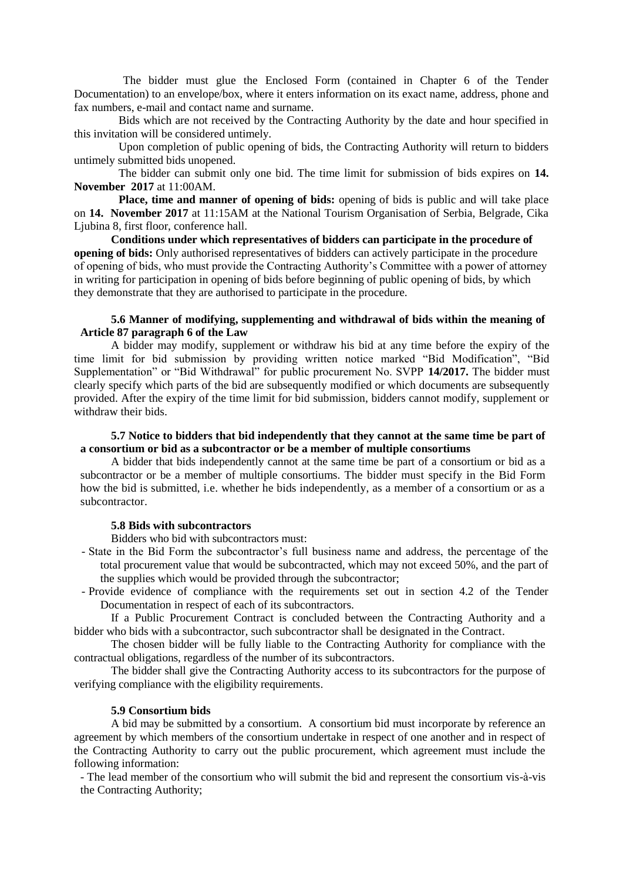The bidder must glue the Enclosed Form (contained in Chapter 6 of the Tender Documentation) to an envelope/box, where it enters information on its exact name, address, phone and fax numbers, e-mail and contact name and surname.

Bids which are not received by the Contracting Authority by the date and hour specified in this invitation will be considered untimely.

Upon completion of public opening of bids, the Contracting Authority will return to bidders untimely submitted bids unopened.

The bidder can submit only one bid. The time limit for submission of bids expires on **14. November 2017** at 11:00AM.

**Place, time and manner of opening of bids:** opening of bids is public and will take place on **14. November 2017** at 11:15AM at the National Tourism Organisation of Serbia, Belgrade, Cika Ljubina 8, first floor, conference hall.

**Conditions under which representatives of bidders can participate in the procedure of opening of bids:** Only authorised representatives of bidders can actively participate in the procedure of opening of bids, who must provide the Contracting Authority's Committee with a power of attorney in writing for participation in opening of bids before beginning of public opening of bids, by which they demonstrate that they are authorised to participate in the procedure.

### 5.6 Manner of modifying, supplementing and withdrawal of bids within the meaning of Article 87 paragraph 6 of the Law

A bidder may modify, supplement or withdraw his bid at any time before the expiry of the time limit for bid submission by providing written notice marked "Bid Modification", "Bid Supplementation" or "Bid Withdrawal" for public procurement No. SVPP **14/2017.** The bidder must clearly specify which parts of the bid are subsequently modified or which documents are subsequently provided. After the expiry of the time limit for bid submission, bidders cannot modify, supplement or withdraw their bids.

### 5.7 Notice to bidders that bid independently that they cannot at the same time be part of a consortium or bid as a subcontractor or be a member of multiple consortiums

A bidder that bids independently cannot at the same time be part of a consortium or bid as a subcontractor or be a member of multiple consortiums. The bidder must specify in the Bid Form how the bid is submitted, i.e. whether he bids independently, as a member of a consortium or as a subcontractor.

### 5.8 Bids with subcontractors

Bidders who bid with subcontractors must:

- State in the Bid Form the subcontractor's full business name and address, the percentage of the total procurement value that would be subcontracted, which may not exceed 50%, and the part of the supplies which would be provided through the subcontractor;
- Provide evidence of compliance with the requirements set out in section 4.2 of the Tender Documentation in respect of each of its subcontractors.

If a Public Procurement Contract is concluded between the Contracting Authority and a bidder who bids with a subcontractor, such subcontractor shall be designated in the Contract.

The chosen bidder will be fully liable to the Contracting Authority for compliance with the contractual obligations, regardless of the number of its subcontractors.

The bidder shall give the Contracting Authority access to its subcontractors for the purpose of verifying compliance with the eligibility requirements.

### 5.9 Consortium bids

A bid may be submitted by a consortium. A consortium bid must incorporate by reference an agreement by which members of the consortium undertake in respect of one another and in respect of the Contracting Authority to carry out the public procurement, which agreement must include the following information:

- The lead member of the consortium who will submit the bid and represent the consortium vis-à-vis the Contracting Authority;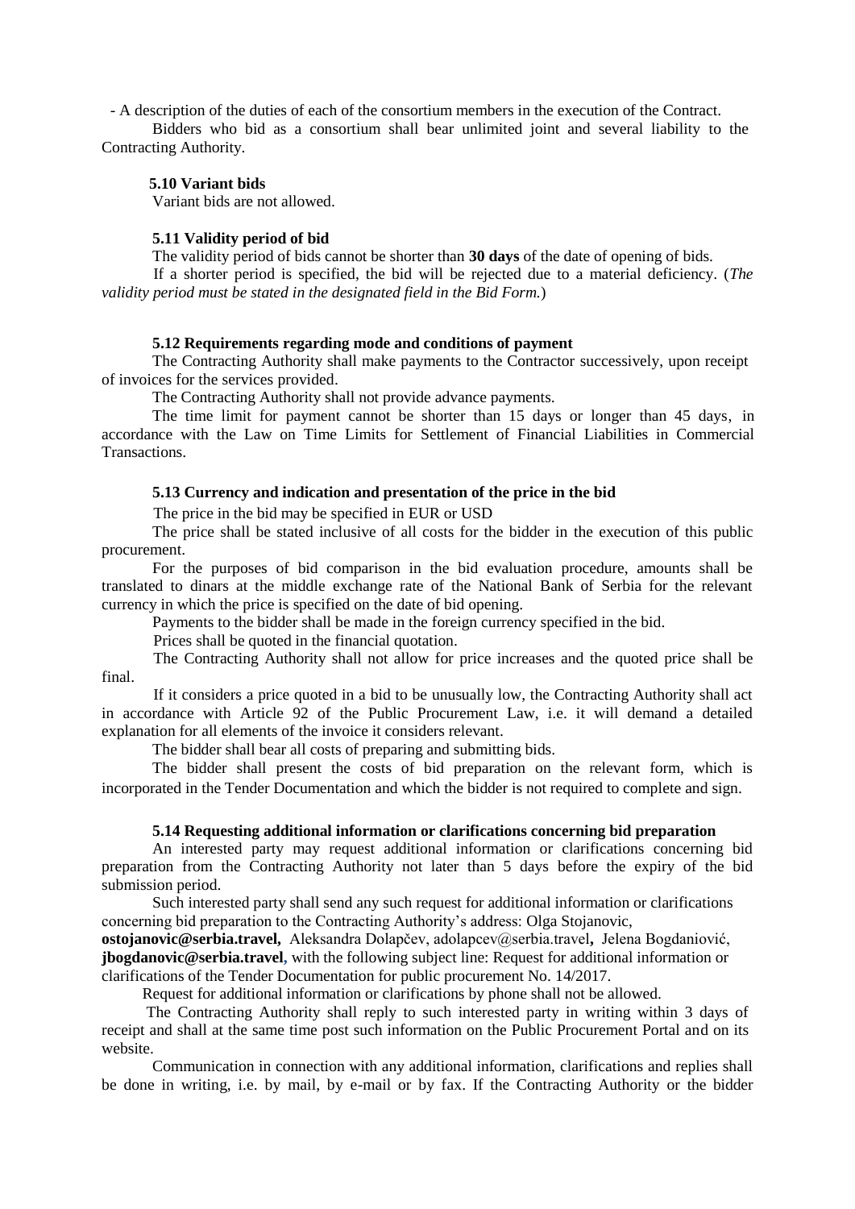- A description of the duties of each of the consortium members in the execution of the Contract.

Bidders who bid as a consortium shall bear unlimited joint and several liability to the Contracting Authority.

### 5.10 Variant bids

Variant bids are not allowed.

### 5.11 Validity period of bid

The validity period of bids cannot be shorter than **30 days** of the date of opening of bids.

If a shorter period is specified, the bid will be rejected due to a material deficiency. (*The validity period must be stated in the designated field in the Bid Form.*)

### 5.12 Requirements regarding mode and conditions of payment

The Contracting Authority shall make payments to the Contractor successively, upon receipt of invoices for the services provided.

The Contracting Authority shall not provide advance payments.

The time limit for payment cannot be shorter than 15 days or longer than 45 days, in accordance with the Law on Time Limits for Settlement of Financial Liabilities in Commercial Transactions.

### 5.13 Currency and indication and presentation of the price in the bid

The price in the bid may be specified in EUR or USD

The price shall be stated inclusive of all costs for the bidder in the execution of this public procurement.

For the purposes of bid comparison in the bid evaluation procedure, amounts shall be translated to dinars at the middle exchange rate of the National Bank of Serbia for the relevant currency in which the price is specified on the date of bid opening.

Payments to the bidder shall be made in the foreign currency specified in the bid.

Prices shall be quoted in the financial quotation.

The Contracting Authority shall not allow for price increases and the quoted price shall be final.

If it considers a price quoted in a bid to be unusually low, the Contracting Authority shall act in accordance with Article 92 of the Public Procurement Law, i.e. it will demand a detailed explanation for all elements of the invoice it considers relevant.

The bidder shall bear all costs of preparing and submitting bids.

The bidder shall present the costs of bid preparation on the relevant form, which is incorporated in the Tender Documentation and which the bidder is not required to complete and sign.

### 5.14 Requesting additional information or clarifications concerning bid preparation

An interested party may request additional information or clarifications concerning bid preparation from the Contracting Authority not later than 5 days before the expiry of the bid submission period.

Such interested party shall send any such request for additional information or clarifications concerning bid preparation to the Contracting Authority's address: Olga Stojanovic, **ostojanovic@serbia.travel,** Aleksandra Dolapčev, adolapcev@serbia.travel**,** Jelena Bogdaniović, **jbogdanovic@serbia.travel,** with the following subject line: Request for additional information or clarifications of the Tender Documentation for public procurement No. 14/2017.

Request for additional information or clarifications by phone shall not be allowed.

The Contracting Authority shall reply to such interested party in writing within 3 days of receipt and shall at the same time post such information on the Public Procurement Portal and on its website.

Communication in connection with any additional information, clarifications and replies shall be done in writing, i.e. by mail, by e-mail or by fax. If the Contracting Authority or the bidder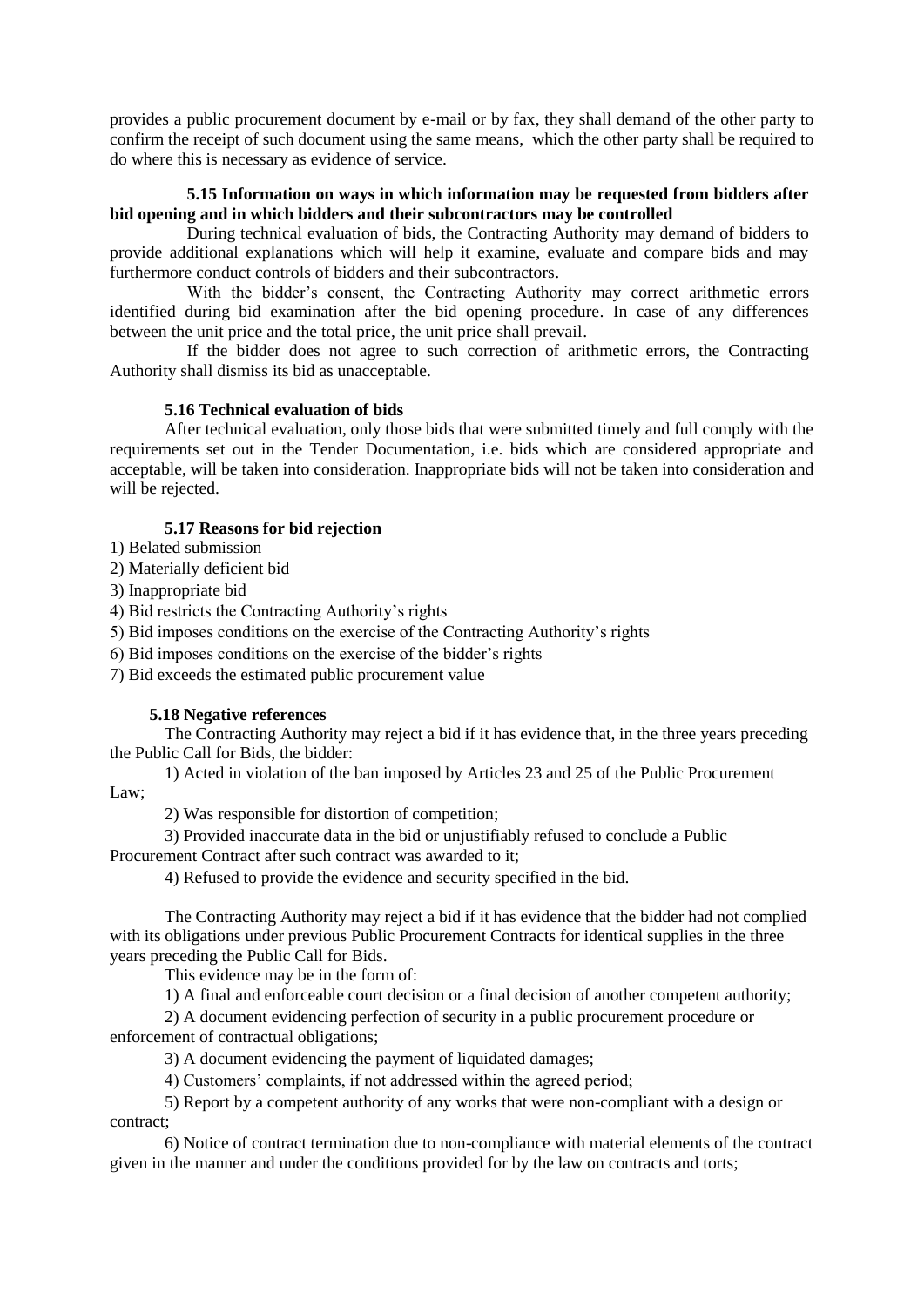provides a public procurement document by e-mail or by fax, they shall demand of the other party to confirm the receipt of such document using the same means, which the other party shall be required to do where this is necessary as evidence of service.

**5.15 Information on ways in which information may be requested from bidders after bid opening and in which bidders and their subcontractors may be controlled**

During technical evaluation of bids, the Contracting Authority may demand of bidders to provide additional explanations which will help it examine, evaluate and compare bids and may furthermore conduct controls of bidders and their subcontractors.

With the bidder's consent, the Contracting Authority may correct arithmetic errors identified during bid examination after the bid opening procedure. In case of any differences between the unit price and the total price, the unit price shall prevail.

If the bidder does not agree to such correction of arithmetic errors, the Contracting Authority shall dismiss its bid as unacceptable.

**5.16 Technical evaluation of bids**

After technical evaluation, only those bids that were submitted timely and full comply with the requirements set out in the Tender Documentation, i.e. bids which are considered appropriate and acceptable, will be taken into consideration. Inappropriate bids will not be taken into consideration and will be rejected.

**5.17 Reasons for bid rejection**

1) Belated submission
2) Materially deficient bid
3) Inappropriate bid
4) Bid restricts the Contracting Authority's rights
5) Bid imposes conditions on the exercise of the Contracting Authority's rights
6) Bid imposes conditions on the exercise of the bidder's rights
7) Bid exceeds the estimated public procurement value

**5.18 Negative references**

The Contracting Authority may reject a bid if it has evidence that, in the three years preceding the Public Call for Bids, the bidder:

1) Acted in violation of the ban imposed by Articles 23 and 25 of the Public Procurement Law;

2) Was responsible for distortion of competition;

3) Provided inaccurate data in the bid or unjustifiably refused to conclude a Public Procurement Contract after such contract was awarded to it;

4) Refused to provide the evidence and security specified in the bid.

The Contracting Authority may reject a bid if it has evidence that the bidder had not complied with its obligations under previous Public Procurement Contracts for identical supplies in the three years preceding the Public Call for Bids.

This evidence may be in the form of:

1) A final and enforceable court decision or a final decision of another competent authority;

2) A document evidencing perfection of security in a public procurement procedure or enforcement of contractual obligations;

3) A document evidencing the payment of liquidated damages;

4) Customers' complaints, if not addressed within the agreed period;

5) Report by a competent authority of any works that were non-compliant with a design or contract;

6) Notice of contract termination due to non-compliance with material elements of the contract given in the manner and under the conditions provided for by the law on contracts and torts;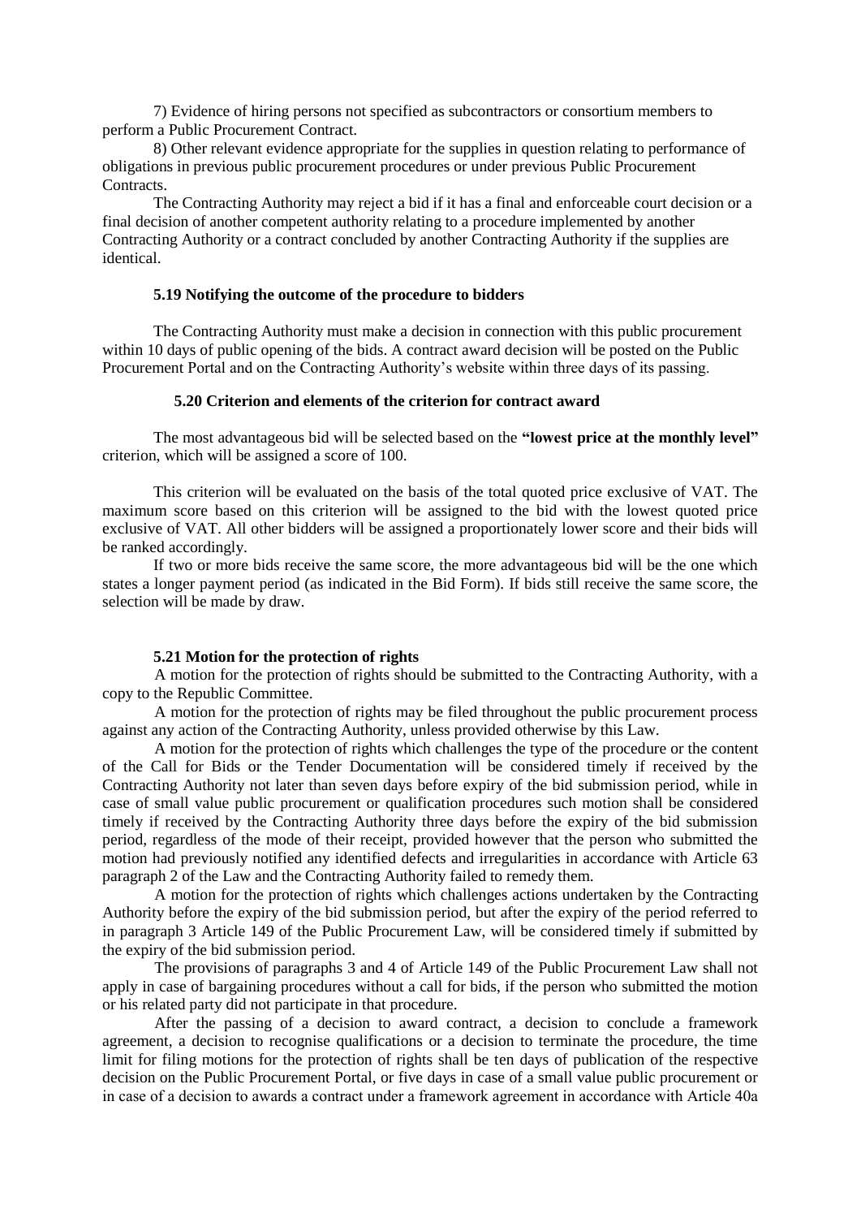7) Evidence of hiring persons not specified as subcontractors or consortium members to perform a Public Procurement Contract.

8) Other relevant evidence appropriate for the supplies in question relating to performance of obligations in previous public procurement procedures or under previous Public Procurement Contracts.

The Contracting Authority may reject a bid if it has a final and enforceable court decision or a final decision of another competent authority relating to a procedure implemented by another Contracting Authority or a contract concluded by another Contracting Authority if the supplies are identical.

### 5.19 Notifying the outcome of the procedure to bidders

The Contracting Authority must make a decision in connection with this public procurement within 10 days of public opening of the bids. A contract award decision will be posted on the Public Procurement Portal and on the Contracting Authority's website within three days of its passing.

### 5.20 Criterion and elements of the criterion for contract award

The most advantageous bid will be selected based on the **"lowest price at the monthly level"** criterion, which will be assigned a score of 100.

This criterion will be evaluated on the basis of the total quoted price exclusive of VAT. The maximum score based on this criterion will be assigned to the bid with the lowest quoted price exclusive of VAT. All other bidders will be assigned a proportionately lower score and their bids will be ranked accordingly.

If two or more bids receive the same score, the more advantageous bid will be the one which states a longer payment period (as indicated in the Bid Form). If bids still receive the same score, the selection will be made by draw.

### 5.21 Motion for the protection of rights

A motion for the protection of rights should be submitted to the Contracting Authority, with a copy to the Republic Committee.

A motion for the protection of rights may be filed throughout the public procurement process against any action of the Contracting Authority, unless provided otherwise by this Law.

A motion for the protection of rights which challenges the type of the procedure or the content of the Call for Bids or the Tender Documentation will be considered timely if received by the Contracting Authority not later than seven days before expiry of the bid submission period, while in case of small value public procurement or qualification procedures such motion shall be considered timely if received by the Contracting Authority three days before the expiry of the bid submission period, regardless of the mode of their receipt, provided however that the person who submitted the motion had previously notified any identified defects and irregularities in accordance with Article 63 paragraph 2 of the Law and the Contracting Authority failed to remedy them.

A motion for the protection of rights which challenges actions undertaken by the Contracting Authority before the expiry of the bid submission period, but after the expiry of the period referred to in paragraph 3 Article 149 of the Public Procurement Law, will be considered timely if submitted by the expiry of the bid submission period.

The provisions of paragraphs 3 and 4 of Article 149 of the Public Procurement Law shall not apply in case of bargaining procedures without a call for bids, if the person who submitted the motion or his related party did not participate in that procedure.

After the passing of a decision to award contract, a decision to conclude a framework agreement, a decision to recognise qualifications or a decision to terminate the procedure, the time limit for filing motions for the protection of rights shall be ten days of publication of the respective decision on the Public Procurement Portal, or five days in case of a small value public procurement or in case of a decision to awards a contract under a framework agreement in accordance with Article 40a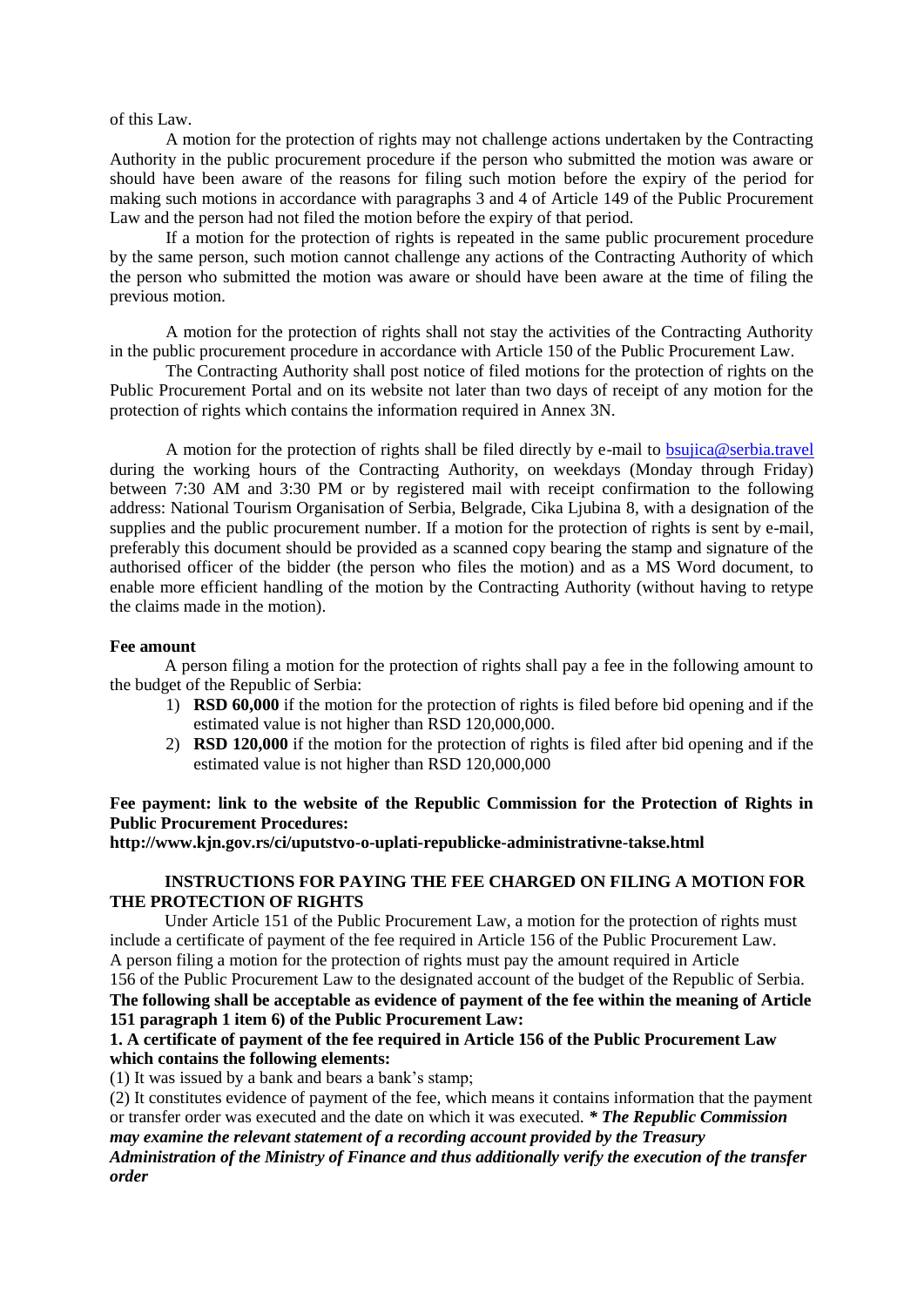of this Law.

A motion for the protection of rights may not challenge actions undertaken by the Contracting Authority in the public procurement procedure if the person who submitted the motion was aware or should have been aware of the reasons for filing such motion before the expiry of the period for making such motions in accordance with paragraphs 3 and 4 of Article 149 of the Public Procurement Law and the person had not filed the motion before the expiry of that period.

If a motion for the protection of rights is repeated in the same public procurement procedure by the same person, such motion cannot challenge any actions of the Contracting Authority of which the person who submitted the motion was aware or should have been aware at the time of filing the previous motion.

A motion for the protection of rights shall not stay the activities of the Contracting Authority in the public procurement procedure in accordance with Article 150 of the Public Procurement Law.

The Contracting Authority shall post notice of filed motions for the protection of rights on the Public Procurement Portal and on its website not later than two days of receipt of any motion for the protection of rights which contains the information required in Annex 3N.

A motion for the protection of rights shall be filed directly by e-mail to bsujica@serbia.travel during the working hours of the Contracting Authority, on weekdays (Monday through Friday) between 7:30 AM and 3:30 PM or by registered mail with receipt confirmation to the following address: National Tourism Organisation of Serbia, Belgrade, Cika Ljubina 8, with a designation of the supplies and the public procurement number. If a motion for the protection of rights is sent by e-mail, preferably this document should be provided as a scanned copy bearing the stamp and signature of the authorised officer of the bidder (the person who files the motion) and as a MS Word document, to enable more efficient handling of the motion by the Contracting Authority (without having to retype the claims made in the motion).

**Fee amount**

A person filing a motion for the protection of rights shall pay a fee in the following amount to the budget of the Republic of Serbia:

1) **RSD 60,000** if the motion for the protection of rights is filed before bid opening and if the estimated value is not higher than RSD 120,000,000.
2) **RSD 120,000** if the motion for the protection of rights is filed after bid opening and if the estimated value is not higher than RSD 120,000,000

**Fee payment: link to the website of the Republic Commission for the Protection of Rights in Public Procurement Procedures:**
**http://www.kjn.gov.rs/ci/uputstvo-o-uplati-republicke-administrativne-takse.html**

**INSTRUCTIONS FOR PAYING THE FEE CHARGED ON FILING A MOTION FOR THE PROTECTION OF RIGHTS**

Under Article 151 of the Public Procurement Law, a motion for the protection of rights must include a certificate of payment of the fee required in Article 156 of the Public Procurement Law.
A person filing a motion for the protection of rights must pay the amount required in Article 156 of the Public Procurement Law to the designated account of the budget of the Republic of Serbia.

**The following shall be acceptable as evidence of payment of the fee within the meaning of Article 151 paragraph 1 item 6) of the Public Procurement Law:**

**1. A certificate of payment of the fee required in Article 156 of the Public Procurement Law which contains the following elements:**

(1) It was issued by a bank and bears a bank's stamp;

(2) It constitutes evidence of payment of the fee, which means it contains information that the payment or transfer order was executed and the date on which it was executed. ***\* The Republic Commission may examine the relevant statement of a recording account provided by the Treasury Administration of the Ministry of Finance and thus additionally verify the execution of the transfer order***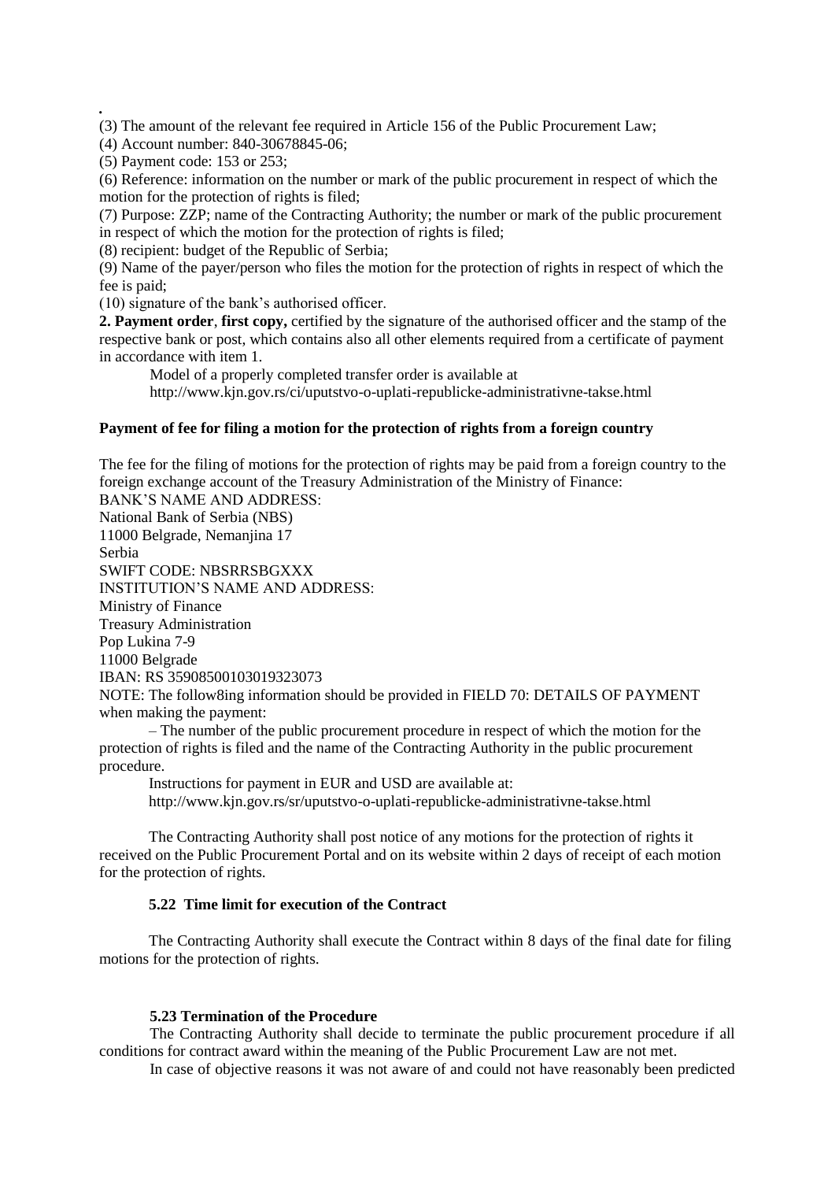.
(3) The amount of the relevant fee required in Article 156 of the Public Procurement Law;

(4) Account number: 840-30678845-06;

(5) Payment code: 153 or 253;

(6) Reference: information on the number or mark of the public procurement in respect of which the motion for the protection of rights is filed;

(7) Purpose: ZZP; name of the Contracting Authority; the number or mark of the public procurement in respect of which the motion for the protection of rights is filed;

(8) recipient: budget of the Republic of Serbia;

(9) Name of the payer/person who files the motion for the protection of rights in respect of which the fee is paid;

(10) signature of the bank's authorised officer.

**2. Payment order**, **first copy,** certified by the signature of the authorised officer and the stamp of the respective bank or post, which contains also all other elements required from a certificate of payment in accordance with item 1.

Model of a properly completed transfer order is available at
http://www.kjn.gov.rs/ci/uputstvo-o-uplati-republicke-administrativne-takse.html

**Payment of fee for filing a motion for the protection of rights from a foreign country**

The fee for the filing of motions for the protection of rights may be paid from a foreign country to the foreign exchange account of the Treasury Administration of the Ministry of Finance:
BANK'S NAME AND ADDRESS:
National Bank of Serbia (NBS)
11000 Belgrade, Nemanjina 17
Serbia
SWIFT CODE: NBSRRSBGXXX
INSTITUTION'S NAME AND ADDRESS:
Ministry of Finance
Treasury Administration
Pop Lukina 7-9
11000 Belgrade
IBAN: RS 35908500103019323073
NOTE: The follow8ing information should be provided in FIELD 70: DETAILS OF PAYMENT when making the payment:

– The number of the public procurement procedure in respect of which the motion for the protection of rights is filed and the name of the Contracting Authority in the public procurement procedure.

Instructions for payment in EUR and USD are available at:
http://www.kjn.gov.rs/sr/uputstvo-o-uplati-republicke-administrativne-takse.html

The Contracting Authority shall post notice of any motions for the protection of rights it received on the Public Procurement Portal and on its website within 2 days of receipt of each motion for the protection of rights.

### 5.22 Time limit for execution of the Contract

The Contracting Authority shall execute the Contract within 8 days of the final date for filing motions for the protection of rights.

### 5.23 Termination of the Procedure

The Contracting Authority shall decide to terminate the public procurement procedure if all conditions for contract award within the meaning of the Public Procurement Law are not met.

In case of objective reasons it was not aware of and could not have reasonably been predicted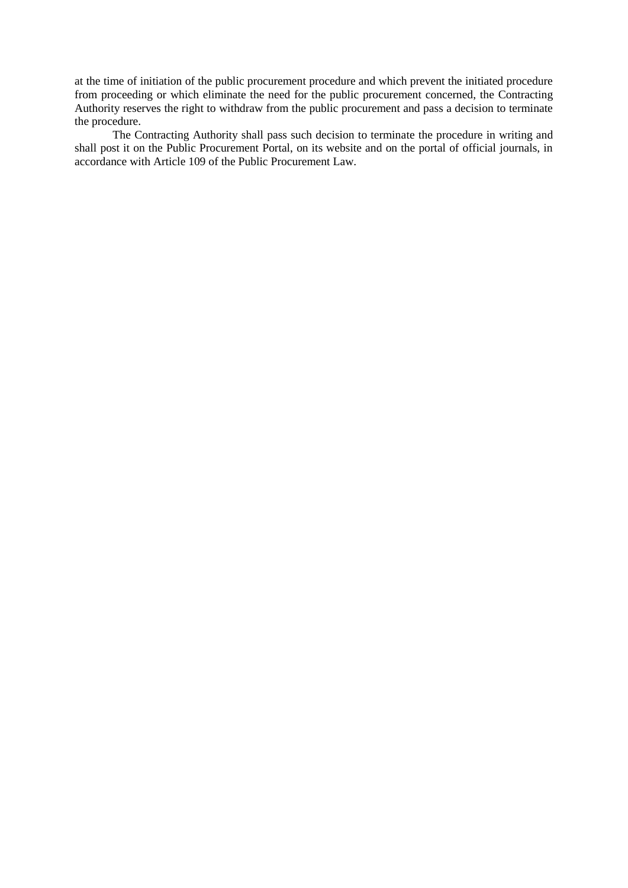at the time of initiation of the public procurement procedure and which prevent the initiated procedure from proceeding or which eliminate the need for the public procurement concerned, the Contracting Authority reserves the right to withdraw from the public procurement and pass a decision to terminate the procedure.

The Contracting Authority shall pass such decision to terminate the procedure in writing and shall post it on the Public Procurement Portal, on its website and on the portal of official journals, in accordance with Article 109 of the Public Procurement Law.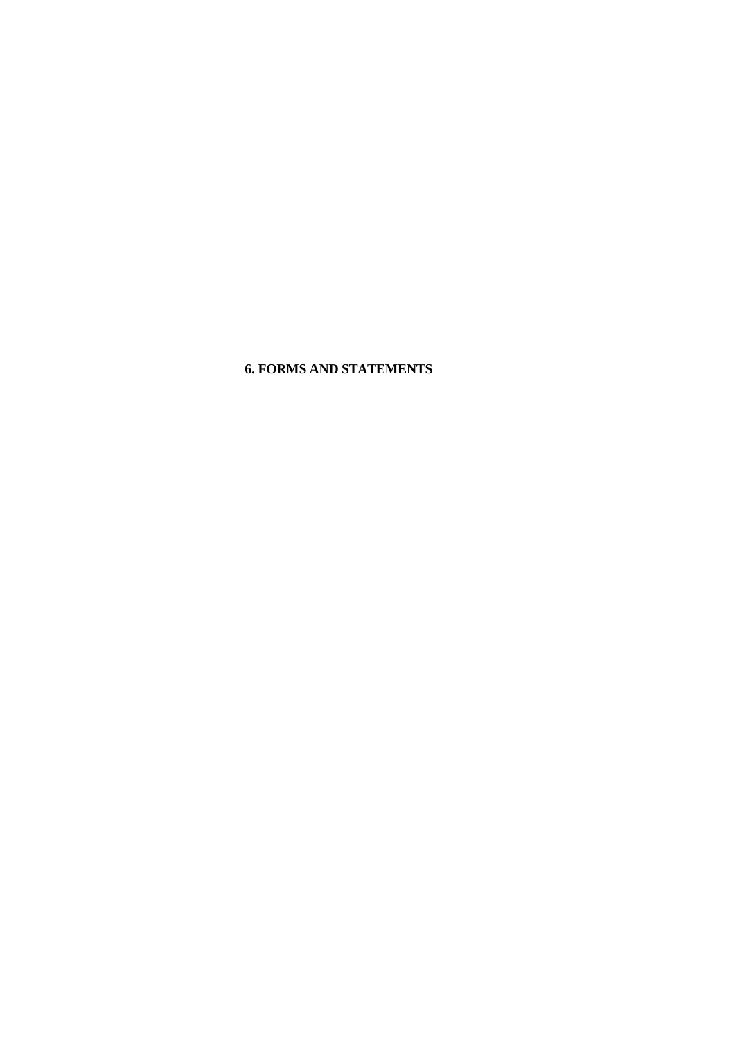# 6. FORMS AND STATEMENTS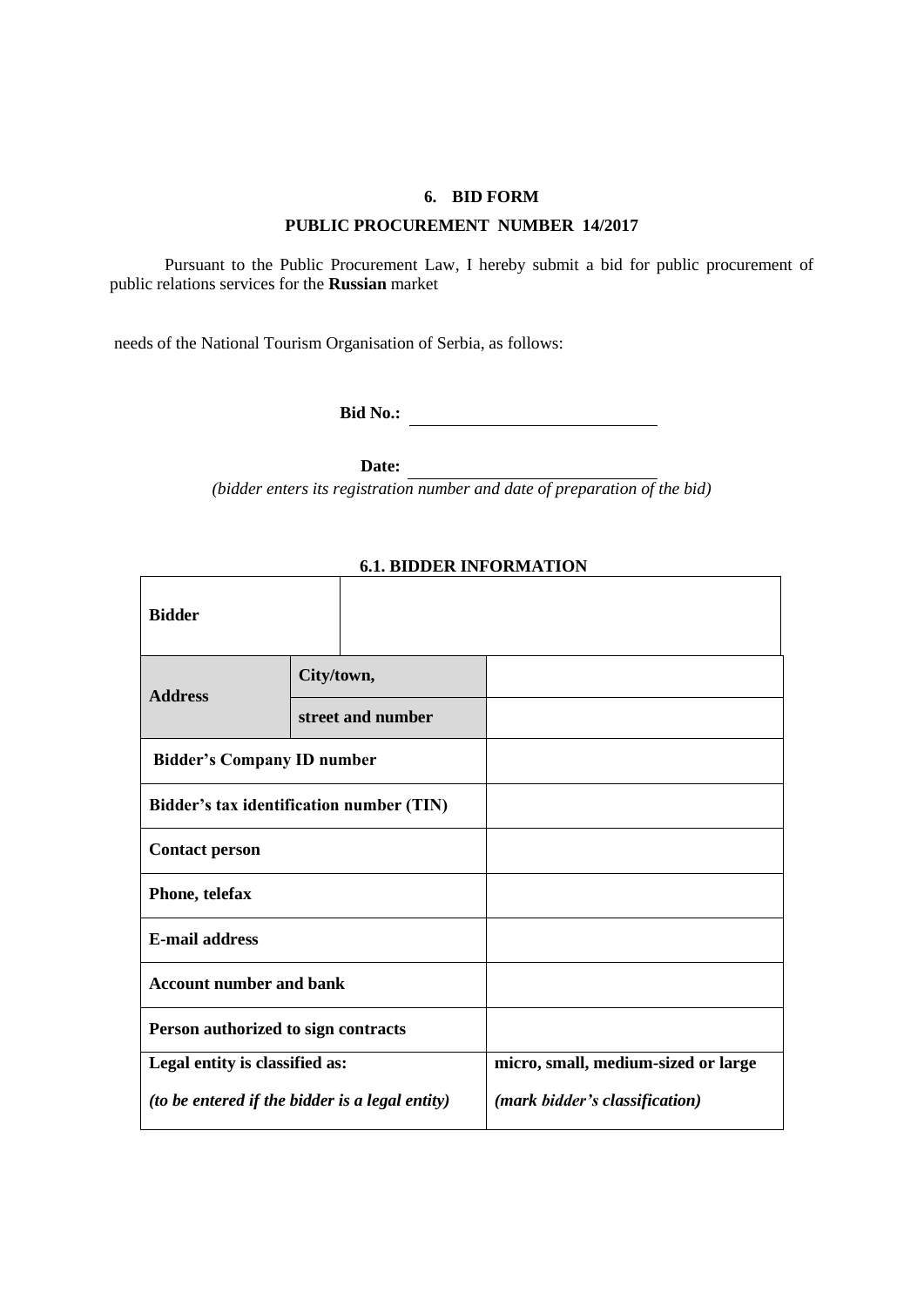## 6. BID FORM

### PUBLIC PROCUREMENT NUMBER 14/2017

Pursuant to the Public Procurement Law, I hereby submit a bid for public procurement of public relations services for the **Russian** market

needs of the National Tourism Organisation of Serbia, as follows:

**Bid No.:** ____________________________

**Date:** ____________________________

*(bidder enters its registration number and date of preparation of the bid)*

### 6.1. BIDDER INFORMATION

| **Bidder** | | |
|---|---|---|
| **Address** | **City/town,** | |
| | **street and number** | |
| **Bidder's Company ID number** | | |
| **Bidder's tax identification number (TIN)** | | |
| **Contact person** | | |
| **Phone, telefax** | | |
| **E-mail address** | | |
| **Account number and bank** | | |
| **Person authorized to sign contracts** | | |
| **Legal entity is classified as:** *(to be entered if the bidder is a legal entity)* | | **micro, small, medium-sized or large** *(mark bidder's classification)* |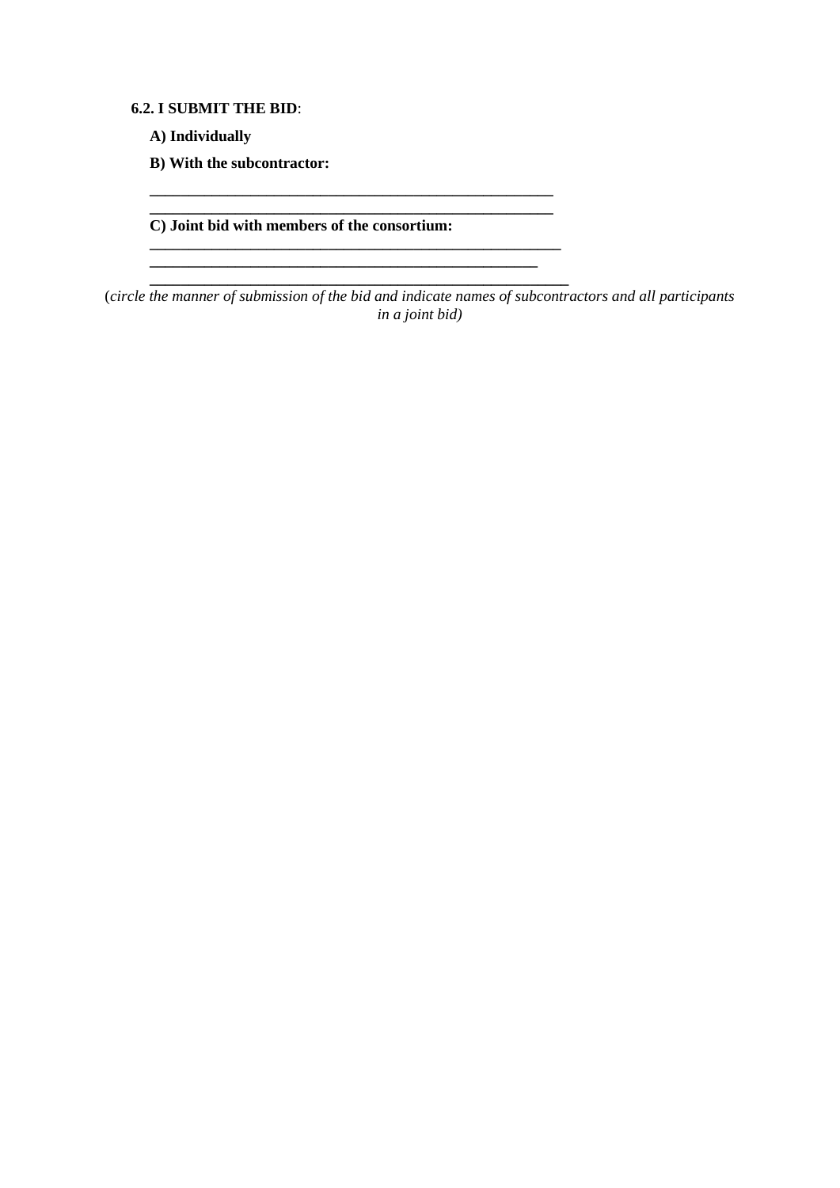**6.2. I SUBMIT THE BID**:

**A) Individually**

**B) With the subcontractor:**

**\_\_\_\_\_\_\_\_\_\_\_\_\_\_\_\_\_\_\_\_\_\_\_\_\_\_\_\_\_\_\_\_\_\_\_\_\_\_\_\_\_\_\_\_\_\_\_\_\_\_\_\_**

**\_\_\_\_\_\_\_\_\_\_\_\_\_\_\_\_\_\_\_\_\_\_\_\_\_\_\_\_\_\_\_\_\_\_\_\_\_\_\_\_\_\_\_\_\_\_\_\_\_\_\_\_**

**C) Joint bid with members of the consortium:**

**\_\_\_\_\_\_\_\_\_\_\_\_\_\_\_\_\_\_\_\_\_\_\_\_\_\_\_\_\_\_\_\_\_\_\_\_\_\_\_\_\_\_\_\_\_\_\_\_\_\_\_\_\_**

**\_\_\_\_\_\_\_\_\_\_\_\_\_\_\_\_\_\_\_\_\_\_\_\_\_\_\_\_\_\_\_\_\_\_\_\_\_\_\_\_\_\_\_\_\_\_\_\_\_\_**

**\_\_\_\_\_\_\_\_\_\_\_\_\_\_\_\_\_\_\_\_\_\_\_\_\_\_\_\_\_\_\_\_\_\_\_\_\_\_\_\_\_\_\_\_\_\_\_\_\_\_\_\_\_\_**

(*circle the manner of submission of the bid and indicate names of subcontractors and all participants in a joint bid)*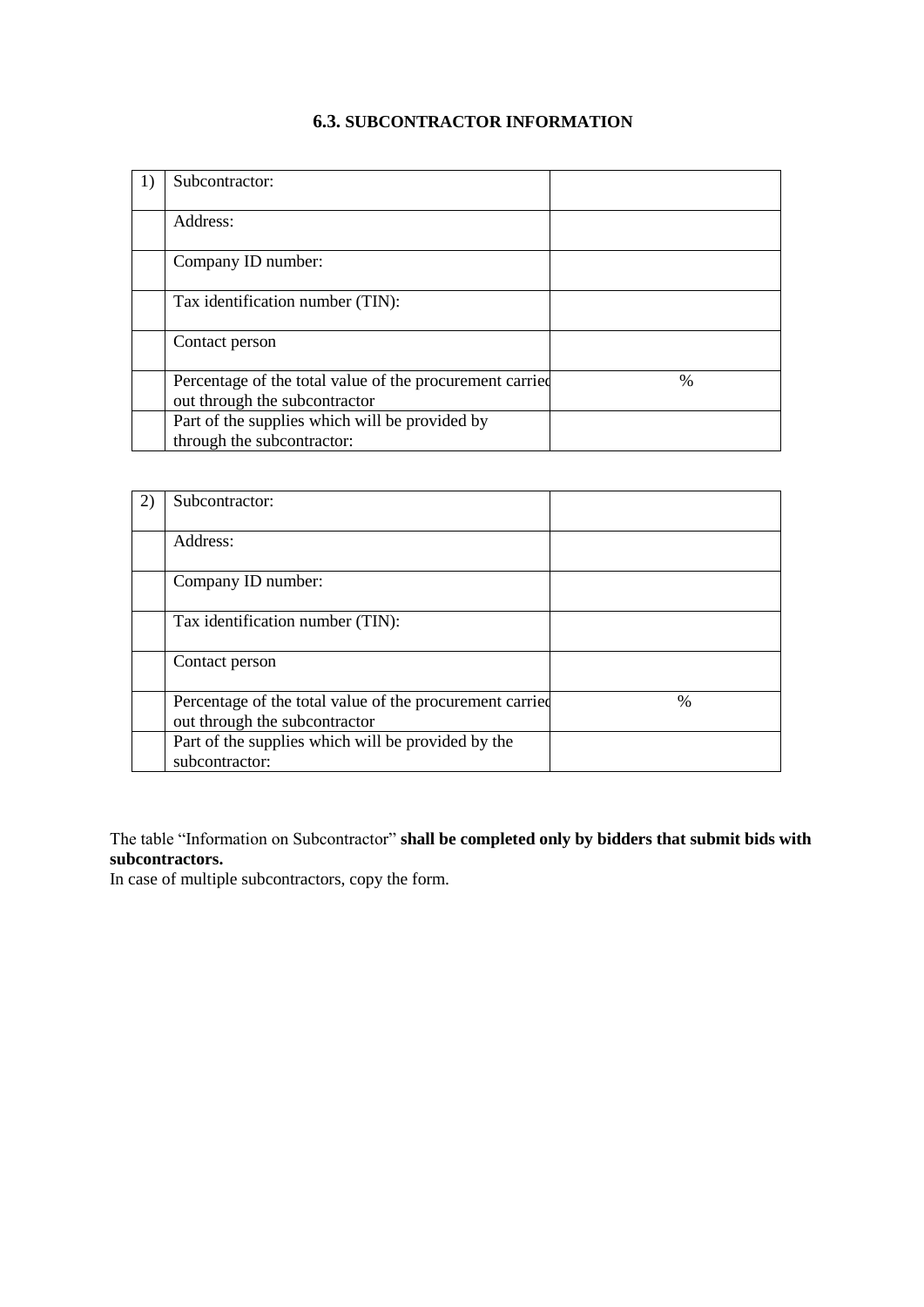## 6.3. SUBCONTRACTOR INFORMATION

| 1) | Subcontractor: | |
|---|---|---|
| | Address: | |
| | Company ID number: | |
| | Tax identification number (TIN): | |
| | Contact person | |
| | Percentage of the total value of the procurement carried out through the subcontractor | % |
| | Part of the supplies which will be provided by through the subcontractor: | |

| 2) | Subcontractor: | |
|---|---|---|
| | Address: | |
| | Company ID number: | |
| | Tax identification number (TIN): | |
| | Contact person | |
| | Percentage of the total value of the procurement carried out through the subcontractor | % |
| | Part of the supplies which will be provided by the subcontractor: | |

The table “Information on Subcontractor” **shall be completed only by bidders that submit bids with subcontractors.**
In case of multiple subcontractors, copy the form.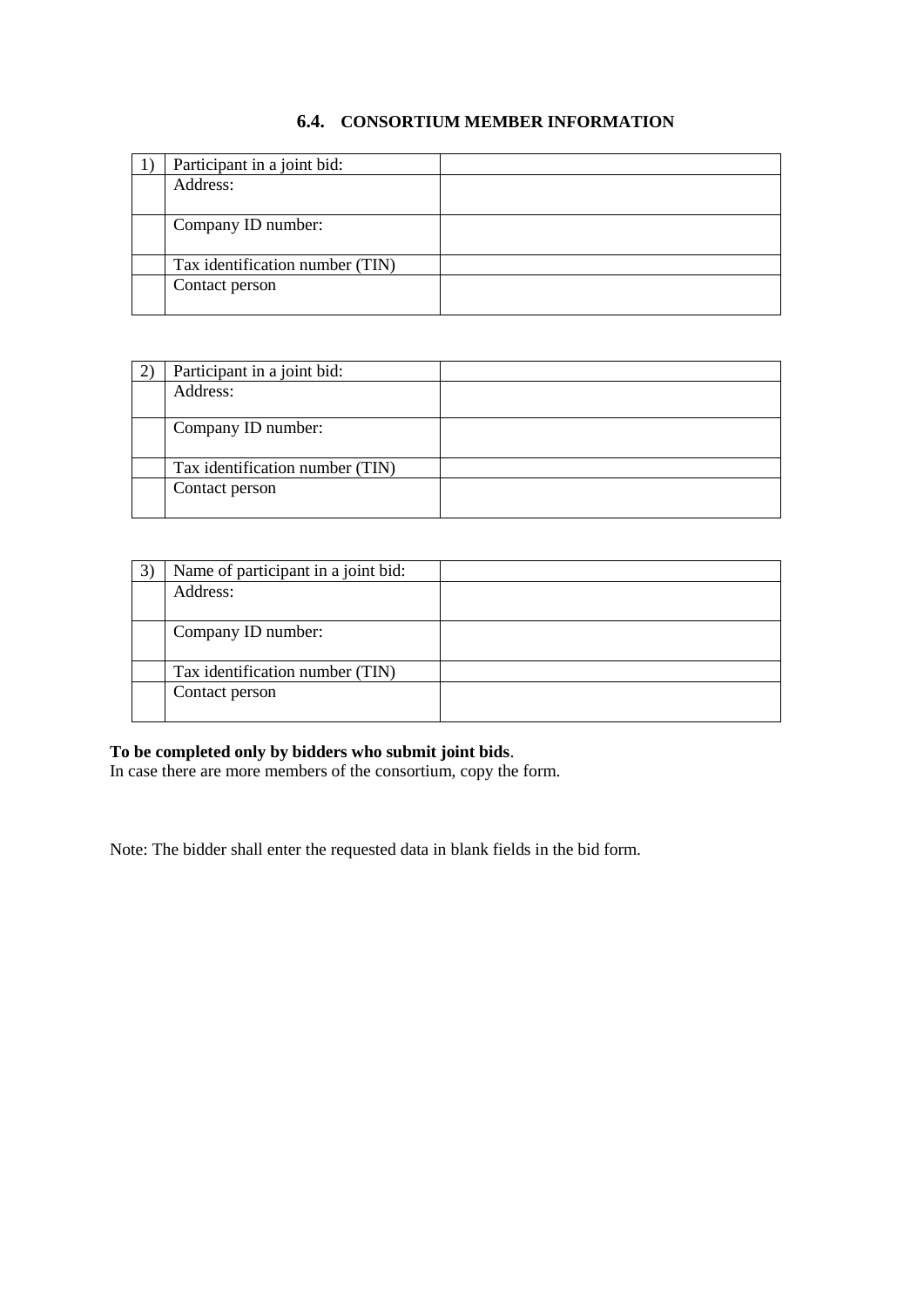### 6.4. CONSORTIUM MEMBER INFORMATION

| 1) | Participant in a joint bid: | |
|---|---|---|
| | Address: | |
| | Company ID number: | |
| | Tax identification number (TIN) | |
| | Contact person | |

| 2) | Participant in a joint bid: | |
|---|---|---|
| | Address: | |
| | Company ID number: | |
| | Tax identification number (TIN) | |
| | Contact person | |

| 3) | Name of participant in a joint bid: | |
|---|---|---|
| | Address: | |
| | Company ID number: | |
| | Tax identification number (TIN) | |
| | Contact person | |

**To be completed only by bidders who submit joint bids**.
In case there are more members of the consortium, copy the form.

Note: The bidder shall enter the requested data in blank fields in the bid form.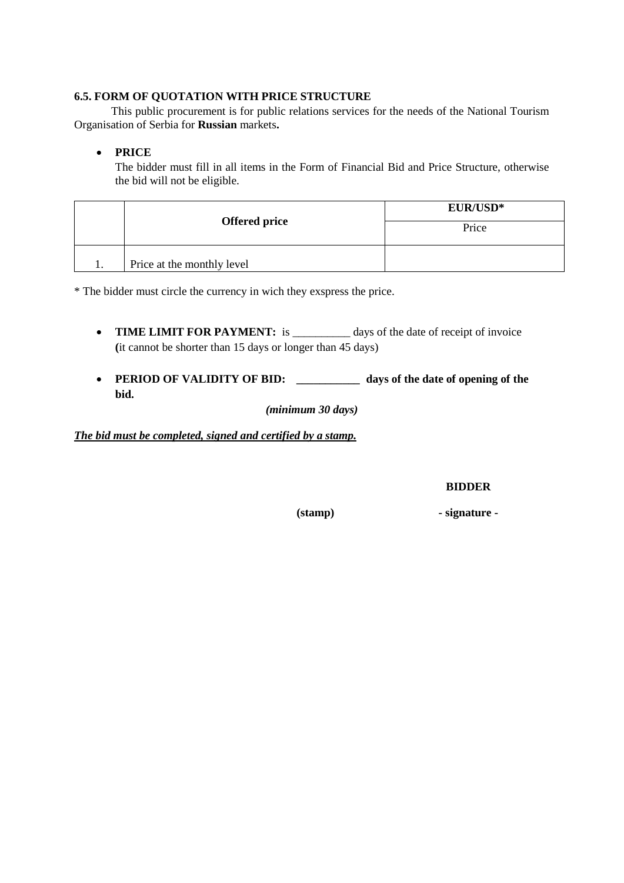**6.5. FORM OF QUOTATION WITH PRICE STRUCTURE**

This public procurement is for public relations services for the needs of the National Tourism Organisation of Serbia for **Russian** markets**.**

- **PRICE**

  The bidder must fill in all items in the Form of Financial Bid and Price Structure, otherwise the bid will not be eligible.

| | **Offered price** | **EUR/USD*** |
|---|---|---|
| | | Price |
| 1. | Price at the monthly level | |

* The bidder must circle the currency in wich they exspress the price.

- **TIME LIMIT FOR PAYMENT:** is __________ days of the date of receipt of invoice **(**it cannot be shorter than 15 days or longer than 45 days)

- **PERIOD OF VALIDITY OF BID: ___________ days of the date of opening of the bid.**

  ***(minimum 30 days)***

***The bid must be completed, signed and certified by a stamp.***

**BIDDER**

**(stamp)** **- signature -**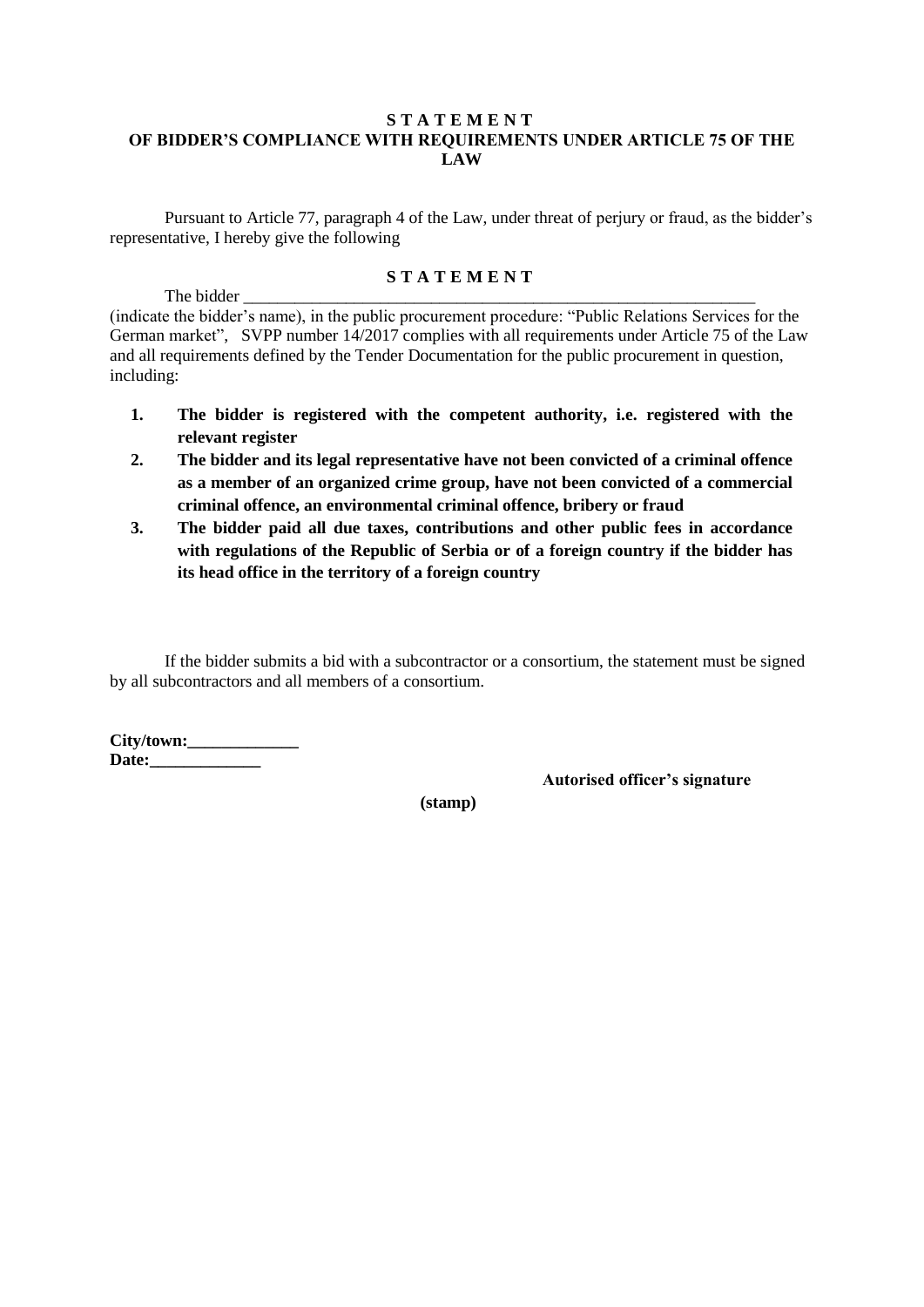**S T A T E M E N T**
**OF BIDDER'S COMPLIANCE WITH REQUIREMENTS UNDER ARTICLE 75 OF THE LAW**

Pursuant to Article 77, paragraph 4 of the Law, under threat of perjury or fraud, as the bidder's representative, I hereby give the following

**S T A T E M E N T**

The bidder _____________________________________________________________ (indicate the bidder's name), in the public procurement procedure: "Public Relations Services for the German market", SVPP number 14/2017 complies with all requirements under Article 75 of the Law and all requirements defined by the Tender Documentation for the public procurement in question, including:

1. **The bidder is registered with the competent authority, i.e. registered with the relevant register**
2. **The bidder and its legal representative have not been convicted of a criminal offence as a member of an organized crime group, have not been convicted of a commercial criminal offence, an environmental criminal offence, bribery or fraud**
3. **The bidder paid all due taxes, contributions and other public fees in accordance with regulations of the Republic of Serbia or of a foreign country if the bidder has its head office in the territory of a foreign country**

If the bidder submits a bid with a subcontractor or a consortium, the statement must be signed by all subcontractors and all members of a consortium.

**City/town:_____________**
**Date:_____________**

**Autorised officer's signature**

**(stamp)**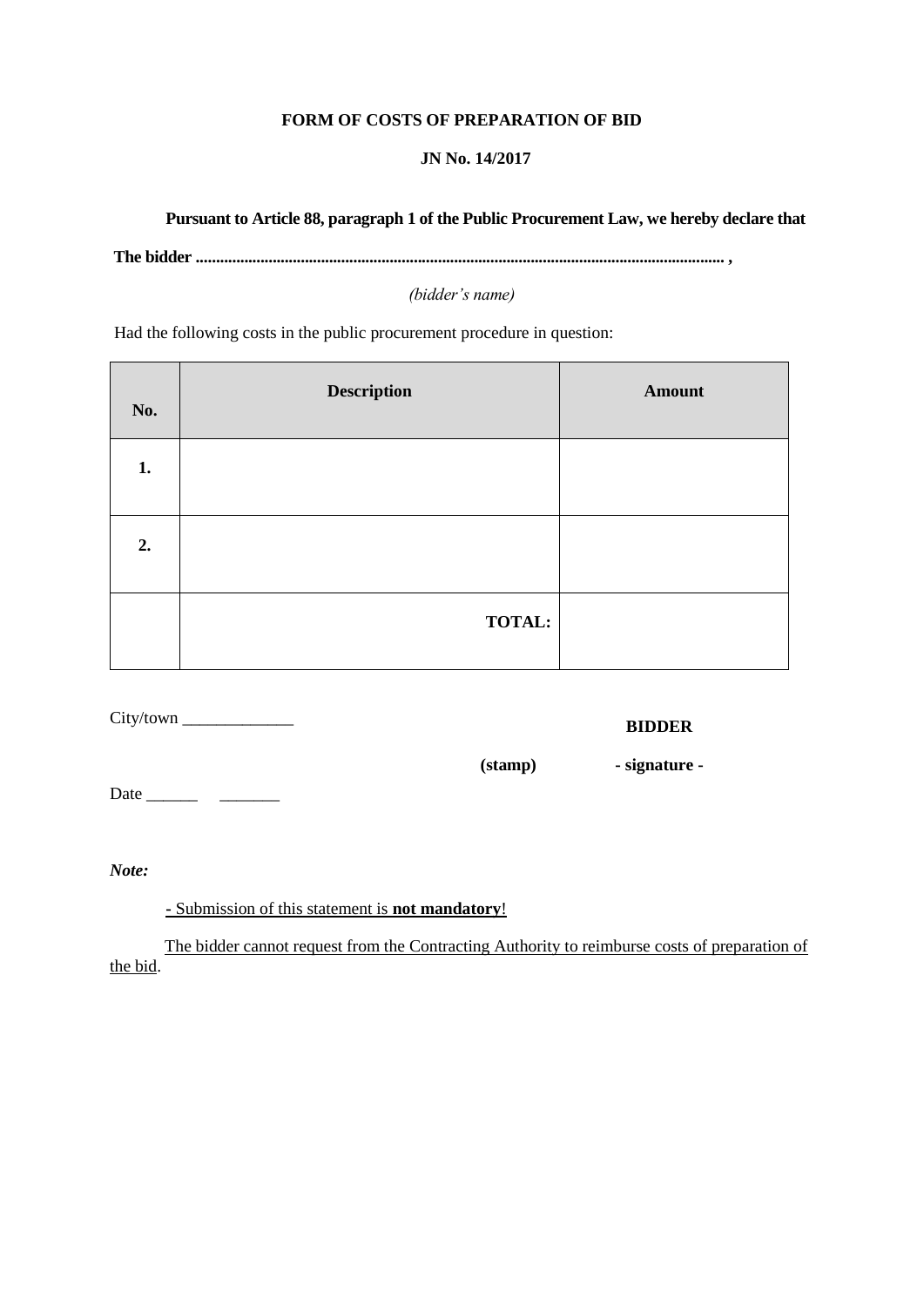**FORM OF COSTS OF PREPARATION OF BID**

**JN No. 14/2017**

**Pursuant to Article 88, paragraph 1 of the Public Procurement Law, we hereby declare that**

**The bidder .................................................................................................................................. ,**

*(bidder's name)*

Had the following costs in the public procurement procedure in question:

| No. | Description | Amount |
|---|---|---|
| **1.** | | |
| **2.** | | |
| | **TOTAL:** | |

City/town _____________

**BIDDER**

**(stamp)** **- signature -**

Date ______ _______

***Note:***

- Submission of this statement is **not mandatory**!

The bidder cannot request from the Contracting Authority to reimburse costs of preparation of the bid.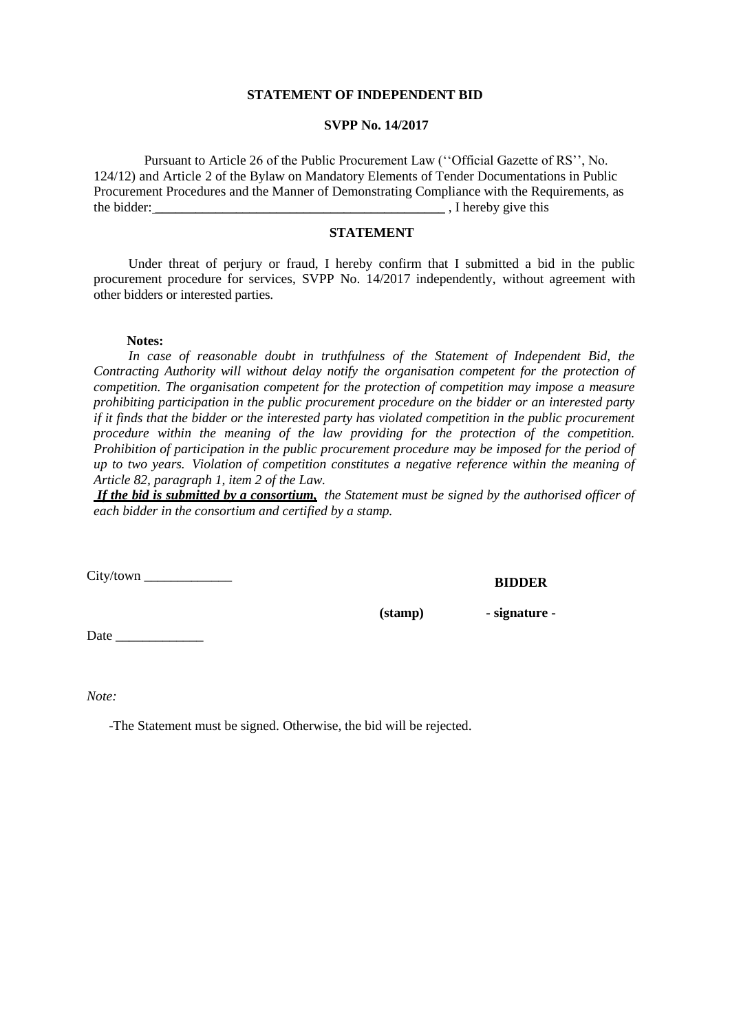**STATEMENT OF INDEPENDENT BID**

**SVPP No. 14/2017**

Pursuant to Article 26 of the Public Procurement Law (''Official Gazette of RS'', No. 124/12) and Article 2 of the Bylaw on Mandatory Elements of Tender Documentations in Public Procurement Procedures and the Manner of Demonstrating Compliance with the Requirements, as the bidder:\_\_\_\_\_\_\_\_\_\_\_\_\_\_\_\_\_\_\_\_\_\_\_\_\_\_\_\_\_\_\_\_\_\_\_\_\_\_\_\_\_\_\_ , I hereby give this

**STATEMENT**

Under threat of perjury or fraud, I hereby confirm that I submitted a bid in the public procurement procedure for services, SVPP No. 14/2017 independently, without agreement with other bidders or interested parties.

**Notes:**

*In case of reasonable doubt in truthfulness of the Statement of Independent Bid, the Contracting Authority will without delay notify the organisation competent for the protection of competition. The organisation competent for the protection of competition may impose a measure prohibiting participation in the public procurement procedure on the bidder or an interested party if it finds that the bidder or the interested party has violated competition in the public procurement procedure within the meaning of the law providing for the protection of the competition. Prohibition of participation in the public procurement procedure may be imposed for the period of up to two years. Violation of competition constitutes a negative reference within the meaning of Article 82, paragraph 1, item 2 of the Law.*

***If the bid is submitted by a consortium,*** *the Statement must be signed by the authorised officer of each bidder in the consortium and certified by a stamp.*

City/town \_\_\_\_\_\_\_\_\_\_\_\_\_ **BIDDER**

**(stamp)** **- signature -**

Date \_\_\_\_\_\_\_\_\_\_\_\_\_

*Note:*

-The Statement must be signed. Otherwise, the bid will be rejected.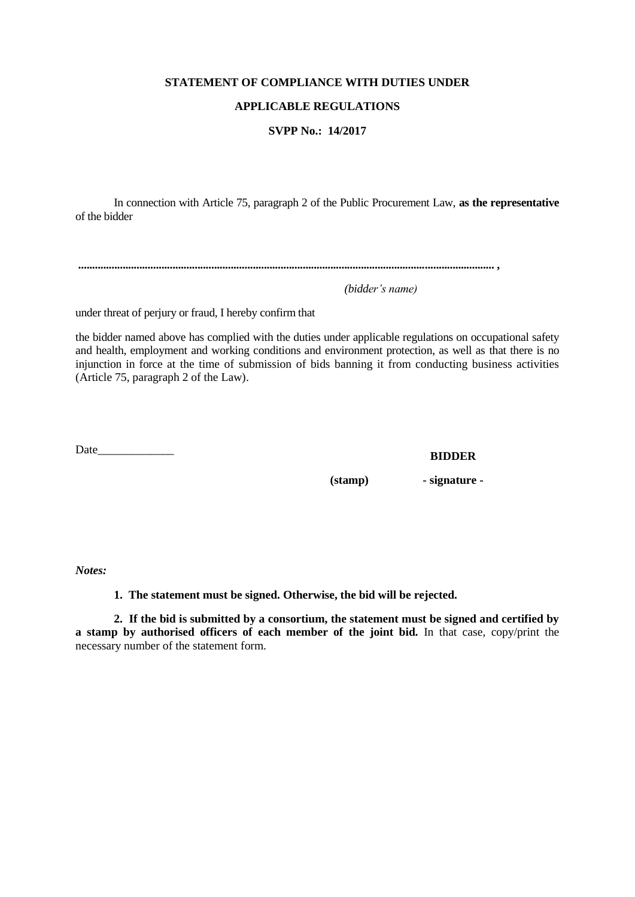**STATEMENT OF COMPLIANCE WITH DUTIES UNDER**

**APPLICABLE REGULATIONS**

**SVPP No.: 14/2017**

In connection with Article 75, paragraph 2 of the Public Procurement Law, **as the representative** of the bidder

**.............................................................................................................................................. ,**

*(bidder's name)*

under threat of perjury or fraud, I hereby confirm that

the bidder named above has complied with the duties under applicable regulations on occupational safety and health, employment and working conditions and environment protection, as well as that there is no injunction in force at the time of submission of bids banning it from conducting business activities (Article 75, paragraph 2 of the Law).

Date_____________

**BIDDER**

**(stamp)** **- signature -**

***Notes:***

**1. The statement must be signed. Otherwise, the bid will be rejected.**

**2. If the bid is submitted by a consortium, the statement must be signed and certified by a stamp by authorised officers of each member of the joint bid.** In that case, copy/print the necessary number of the statement form.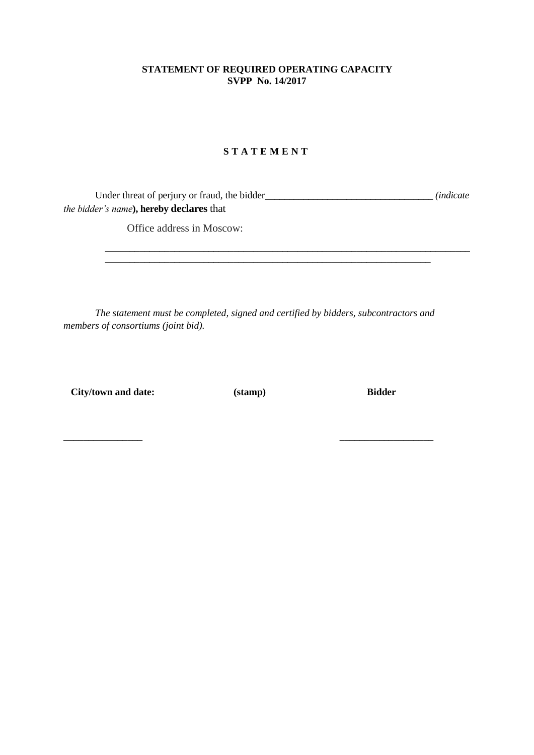**STATEMENT OF REQUIRED OPERATING CAPACITY**
**SVPP No. 14/2017**

**S T A T E M E N T**

Under threat of perjury or fraud, the bidder__________________________________ *(indicate the bidder's name***), hereby declares** that

Office address in Moscow:

___________________________________________________________________________
____________________________________________________________________

*The statement must be completed, signed and certified by bidders, subcontractors and members of consortiums (joint bid).*

| **City/town and date:** | **(stamp)** | **Bidder** |
|---|---|---|
| ________________ | | ___________________ |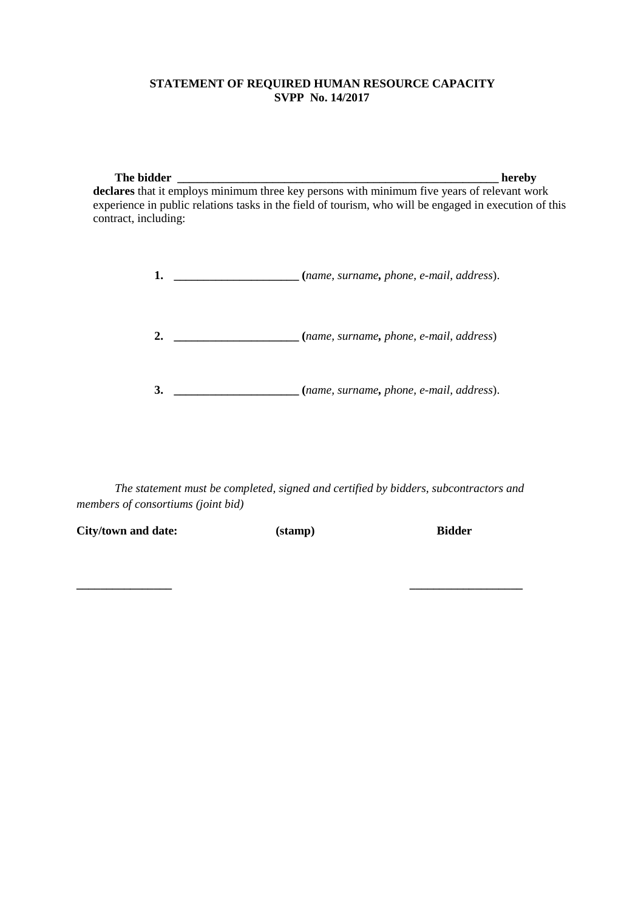**STATEMENT OF REQUIRED HUMAN RESOURCE CAPACITY**
**SVPP No. 14/2017**

**The bidder \_\_\_\_\_\_\_\_\_\_\_\_\_\_\_\_\_\_\_\_\_\_\_\_\_\_\_\_\_\_\_\_\_\_\_\_\_\_\_\_\_\_\_\_\_\_\_\_\_\_\_\_\_\_\_\_ hereby declares** that it employs minimum three key persons with minimum five years of relevant work experience in public relations tasks in the field of tourism, who will be engaged in execution of this contract, including:

1. **\_\_\_\_\_\_\_\_\_\_\_\_\_\_\_\_\_\_\_\_\_ (***name, surname***,** *phone, e-mail, address*).

2. **\_\_\_\_\_\_\_\_\_\_\_\_\_\_\_\_\_\_\_\_\_ (***name, surname***,** *phone, e-mail, address*)

3. **\_\_\_\_\_\_\_\_\_\_\_\_\_\_\_\_\_\_\_\_\_ (***name, surname***,** *phone, e-mail, address*).

*The statement must be completed, signed and certified by bidders, subcontractors and members of consortiums (joint bid)*

| **City/town and date:** | **(stamp)** | **Bidder** |
|---|---|---|
| \_\_\_\_\_\_\_\_\_\_\_\_\_\_\_\_ | | \_\_\_\_\_\_\_\_\_\_\_\_\_\_\_\_\_\_\_ |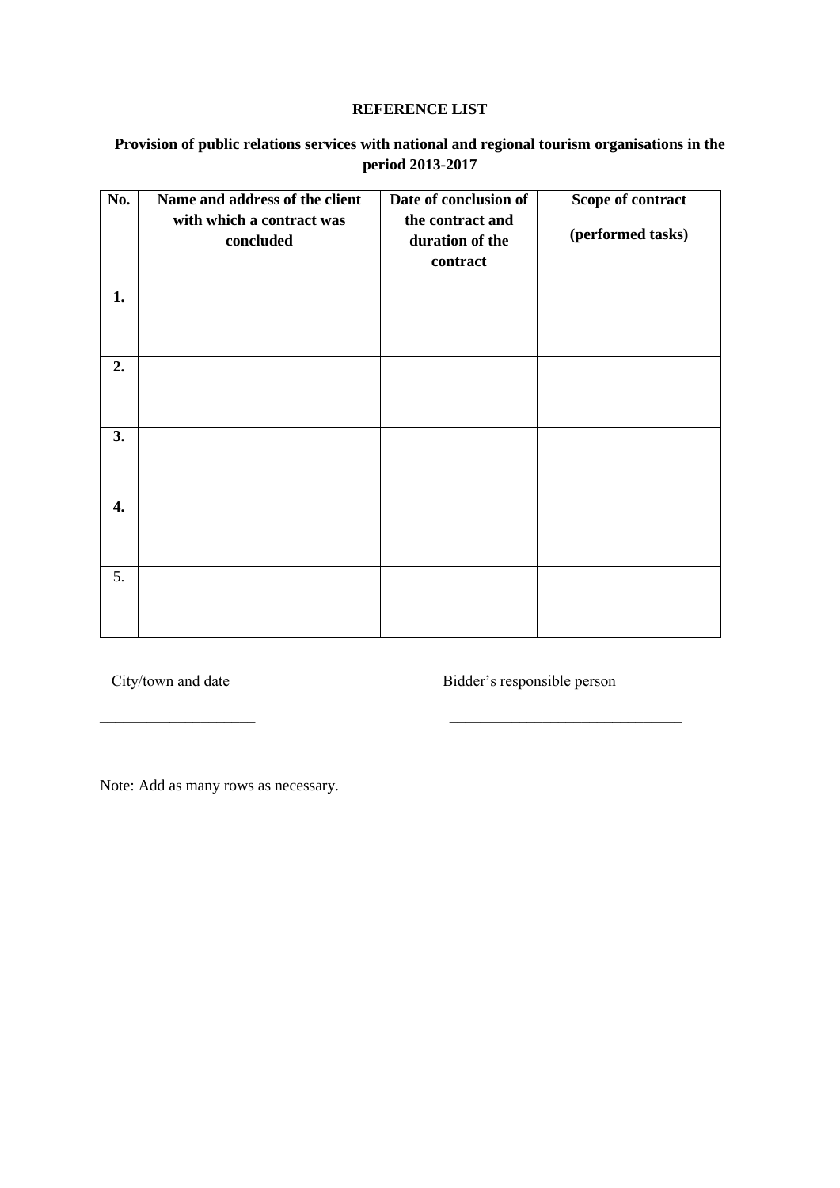**REFERENCE LIST**

**Provision of public relations services with national and regional tourism organisations in the period 2013-2017**

| **No.** | **Name and address of the client with which a contract was concluded** | **Date of conclusion of the contract and duration of the contract** | **Scope of contract (performed tasks)** |
|---|---|---|---|
| **1.** | | | |
| **2.** | | | |
| **3.** | | | |
| **4.** | | | |
| 5. | | | |

City/town and date

\_\_\_\_\_\_\_\_\_\_\_\_\_\_\_\_\_\_\_\_

Bidder's responsible person

\_\_\_\_\_\_\_\_\_\_\_\_\_\_\_\_\_\_\_\_\_\_\_\_\_\_\_\_\_\_

Note: Add as many rows as necessary.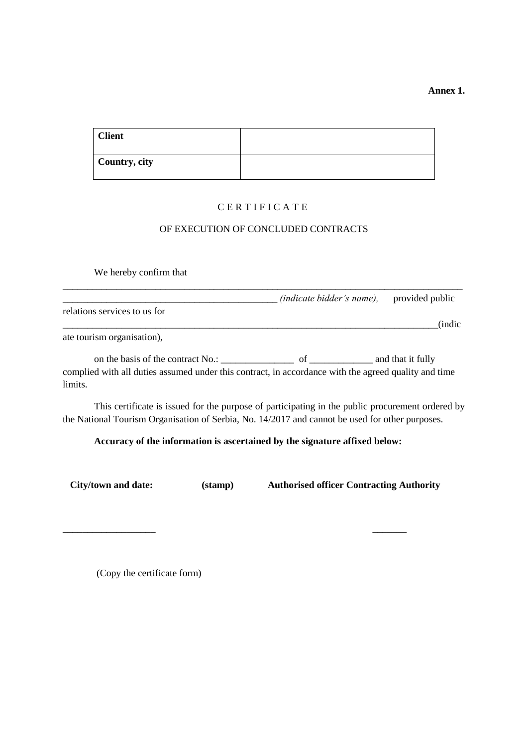**Annex 1.**

| **Client** | |
|---|---|
| **Country, city** | |

C E R T I F I C A T E

OF EXECUTION OF CONCLUDED CONTRACTS

We hereby confirm that ________________________________________________________________________________ ___________________________________________ *(indicate bidder's name),* provided public relations services to us for ___________________________________________________________________________(indicate tourism organisation),

on the basis of the contract No.: _______________ of _____________ and that it fully complied with all duties assumed under this contract, in accordance with the agreed quality and time limits.

This certificate is issued for the purpose of participating in the public procurement ordered by the National Tourism Organisation of Serbia, No. 14/2017 and cannot be used for other purposes.

**Accuracy of the information is ascertained by the signature affixed below:**

**City/town and date:** **(stamp)** **Authorised officer Contracting Authority**

___________________ _______

(Copy the certificate form)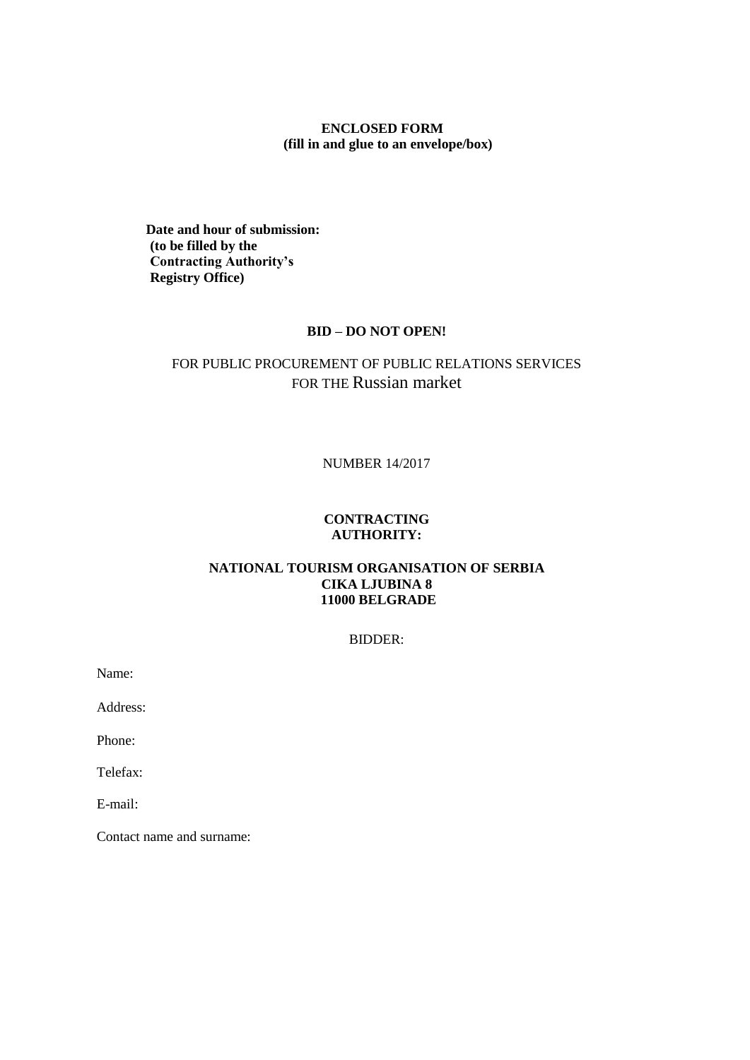**ENCLOSED FORM**
**(fill in and glue to an envelope/box)**

**Date and hour of submission:**
**(to be filled by the**
**Contracting Authority's**
**Registry Office)**

**BID – DO NOT OPEN!**

FOR PUBLIC PROCUREMENT OF PUBLIC RELATIONS SERVICES
FOR THE Russian market

NUMBER 14/2017

**CONTRACTING**
**AUTHORITY:**

**NATIONAL TOURISM ORGANISATION OF SERBIA**
**CIKA LJUBINA 8**
**11000 BELGRADE**

BIDDER:

Name:

Address:

Phone:

Telefax:

E-mail:

Contact name and surname: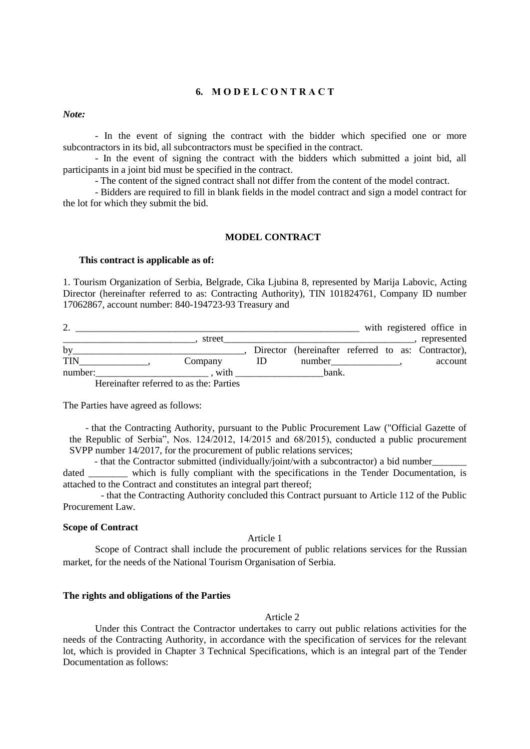### 6. M O D E L C O N T R A C T

***Note:***

- In the event of signing the contract with the bidder which specified one or more subcontractors in its bid, all subcontractors must be specified in the contract.
- In the event of signing the contract with the bidders which submitted a joint bid, all participants in a joint bid must be specified in the contract.
- The content of the signed contract shall not differ from the content of the model contract.
- Bidders are required to fill in blank fields in the model contract and sign a model contract for the lot for which they submit the bid.

### MODEL CONTRACT

**This contract is applicable as of:**

1. Tourism Organization of Serbia, Belgrade, Cika Ljubina 8, represented by Marija Labovic, Acting Director (hereinafter referred to as: Contracting Authority), TIN 101824761, Company ID number 17062867, account number: 840-194723-93 Treasury and

2. _____________________________________________________________ with registered office in __________________________, street________________________________________, represented by___________________________________, Director (hereinafter referred to as: Contractor), TIN______________, Company ID number_____________, account number:_______________________ , with __________________bank.

Hereinafter referred to as the: Parties

The Parties have agreed as follows:

- that the Contracting Authority, pursuant to the Public Procurement Law ("Official Gazette of the Republic of Serbia", Nos. 124/2012, 14/2015 and 68/2015), conducted a public procurement SVPP number 14/2017, for the procurement of public relations services;
- that the Contractor submitted (individually/joint/with a subcontractor) a bid number_______ dated ________ which is fully compliant with the specifications in the Tender Documentation, is attached to the Contract and constitutes an integral part thereof;
- that the Contracting Authority concluded this Contract pursuant to Article 112 of the Public Procurement Law.

**Scope of Contract**

Article 1

Scope of Contract shall include the procurement of public relations services for the Russian market, for the needs of the National Tourism Organisation of Serbia.

**The rights and obligations of the Parties**

Article 2

Under this Contract the Contractor undertakes to carry out public relations activities for the needs of the Contracting Authority, in accordance with the specification of services for the relevant lot, which is provided in Chapter 3 Technical Specifications, which is an integral part of the Tender Documentation as follows: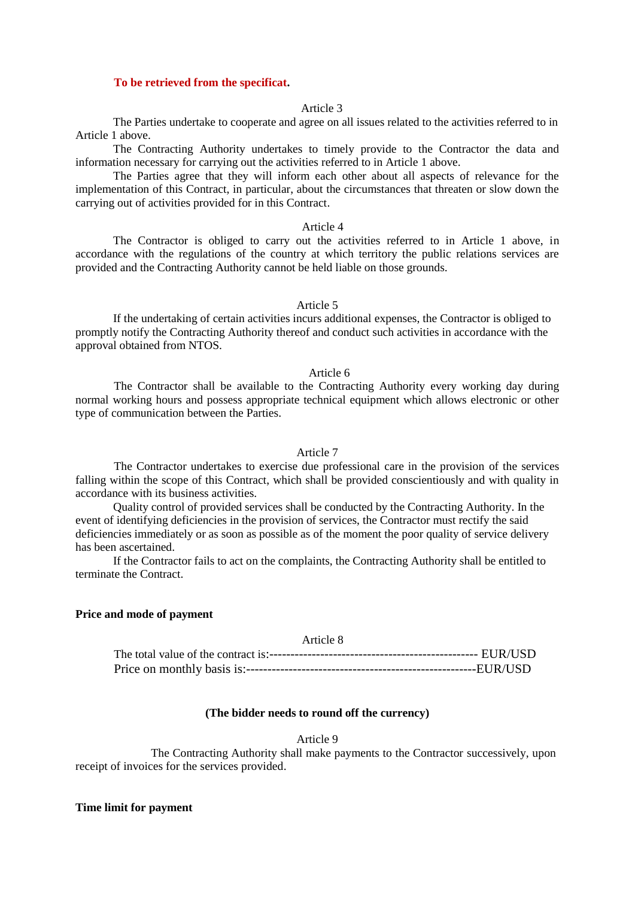**To be retrieved from the specificat.**

Article 3

The Parties undertake to cooperate and agree on all issues related to the activities referred to in Article 1 above.

The Contracting Authority undertakes to timely provide to the Contractor the data and information necessary for carrying out the activities referred to in Article 1 above.

The Parties agree that they will inform each other about all aspects of relevance for the implementation of this Contract, in particular, about the circumstances that threaten or slow down the carrying out of activities provided for in this Contract.

Article 4

The Contractor is obliged to carry out the activities referred to in Article 1 above, in accordance with the regulations of the country at which territory the public relations services are provided and the Contracting Authority cannot be held liable on those grounds.

Article 5

If the undertaking of certain activities incurs additional expenses, the Contractor is obliged to promptly notify the Contracting Authority thereof and conduct such activities in accordance with the approval obtained from NTOS.

Article 6

The Contractor shall be available to the Contracting Authority every working day during normal working hours and possess appropriate technical equipment which allows electronic or other type of communication between the Parties.

Article 7

The Contractor undertakes to exercise due professional care in the provision of the services falling within the scope of this Contract, which shall be provided conscientiously and with quality in accordance with its business activities.

Quality control of provided services shall be conducted by the Contracting Authority. In the event of identifying deficiencies in the provision of services, the Contractor must rectify the said deficiencies immediately or as soon as possible as of the moment the poor quality of service delivery has been ascertained.

If the Contractor fails to act on the complaints, the Contracting Authority shall be entitled to terminate the Contract.

**Price and mode of payment**

Article 8

The total value of the contract is:------------------------------------------------- EUR/USD
Price on monthly basis is:-----------------------------------------------------EUR/USD

**(The bidder needs to round off the currency)**

Article 9

The Contracting Authority shall make payments to the Contractor successively, upon receipt of invoices for the services provided.

**Time limit for payment**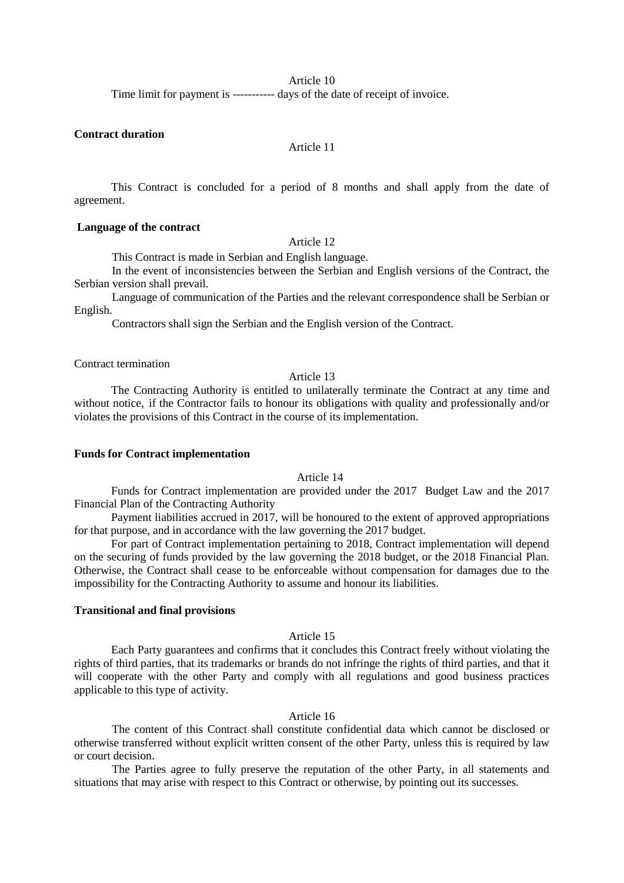Article 10

Time limit for payment is ----------- days of the date of receipt of invoice.

**Contract duration**

Article 11

This Contract is concluded for a period of 8 months and shall apply from the date of agreement.

**Language of the contract**

Article 12

This Contract is made in Serbian and English language.

In the event of inconsistencies between the Serbian and English versions of the Contract, the Serbian version shall prevail.

Language of communication of the Parties and the relevant correspondence shall be Serbian or English.

Contractors shall sign the Serbian and the English version of the Contract.

Contract termination

Article 13

The Contracting Authority is entitled to unilaterally terminate the Contract at any time and without notice, if the Contractor fails to honour its obligations with quality and professionally and/or violates the provisions of this Contract in the course of its implementation.

**Funds for Contract implementation**

Article 14

Funds for Contract implementation are provided under the 2017 Budget Law and the 2017 Financial Plan of the Contracting Authority

Payment liabilities accrued in 2017, will be honoured to the extent of approved appropriations for that purpose, and in accordance with the law governing the 2017 budget.

For part of Contract implementation pertaining to 2018, Contract implementation will depend on the securing of funds provided by the law governing the 2018 budget, or the 2018 Financial Plan. Otherwise, the Contract shall cease to be enforceable without compensation for damages due to the impossibility for the Contracting Authority to assume and honour its liabilities.

**Transitional and final provisions**

Article 15

Each Party guarantees and confirms that it concludes this Contract freely without violating the rights of third parties, that its trademarks or brands do not infringe the rights of third parties, and that it will cooperate with the other Party and comply with all regulations and good business practices applicable to this type of activity.

Article 16

The content of this Contract shall constitute confidential data which cannot be disclosed or otherwise transferred without explicit written consent of the other Party, unless this is required by law or court decision.

The Parties agree to fully preserve the reputation of the other Party, in all statements and situations that may arise with respect to this Contract or otherwise, by pointing out its successes.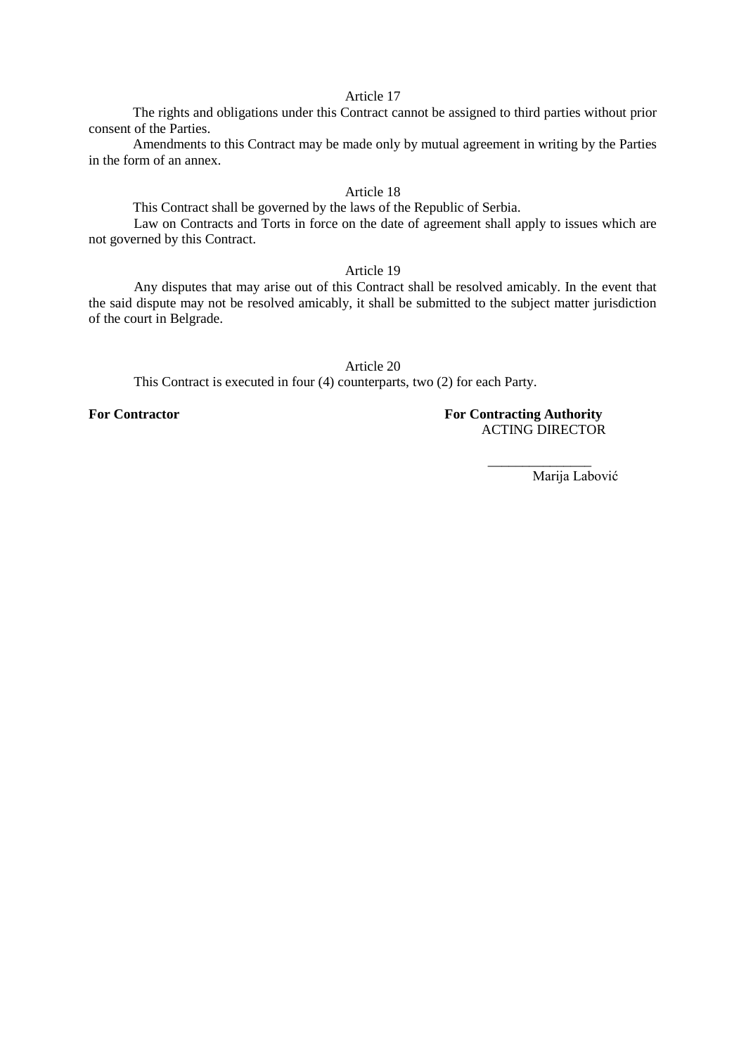Article 17

The rights and obligations under this Contract cannot be assigned to third parties without prior consent of the Parties.

Amendments to this Contract may be made only by mutual agreement in writing by the Parties in the form of an annex.

Article 18

This Contract shall be governed by the laws of the Republic of Serbia.

Law on Contracts and Torts in force on the date of agreement shall apply to issues which are not governed by this Contract.

Article 19

Any disputes that may arise out of this Contract shall be resolved amicably. In the event that the said dispute may not be resolved amicably, it shall be submitted to the subject matter jurisdiction of the court in Belgrade.

Article 20

This Contract is executed in four (4) counterparts, two (2) for each Party.

**For Contractor**

**For Contracting Authority**
ACTING DIRECTOR

_______________
Marija Labović